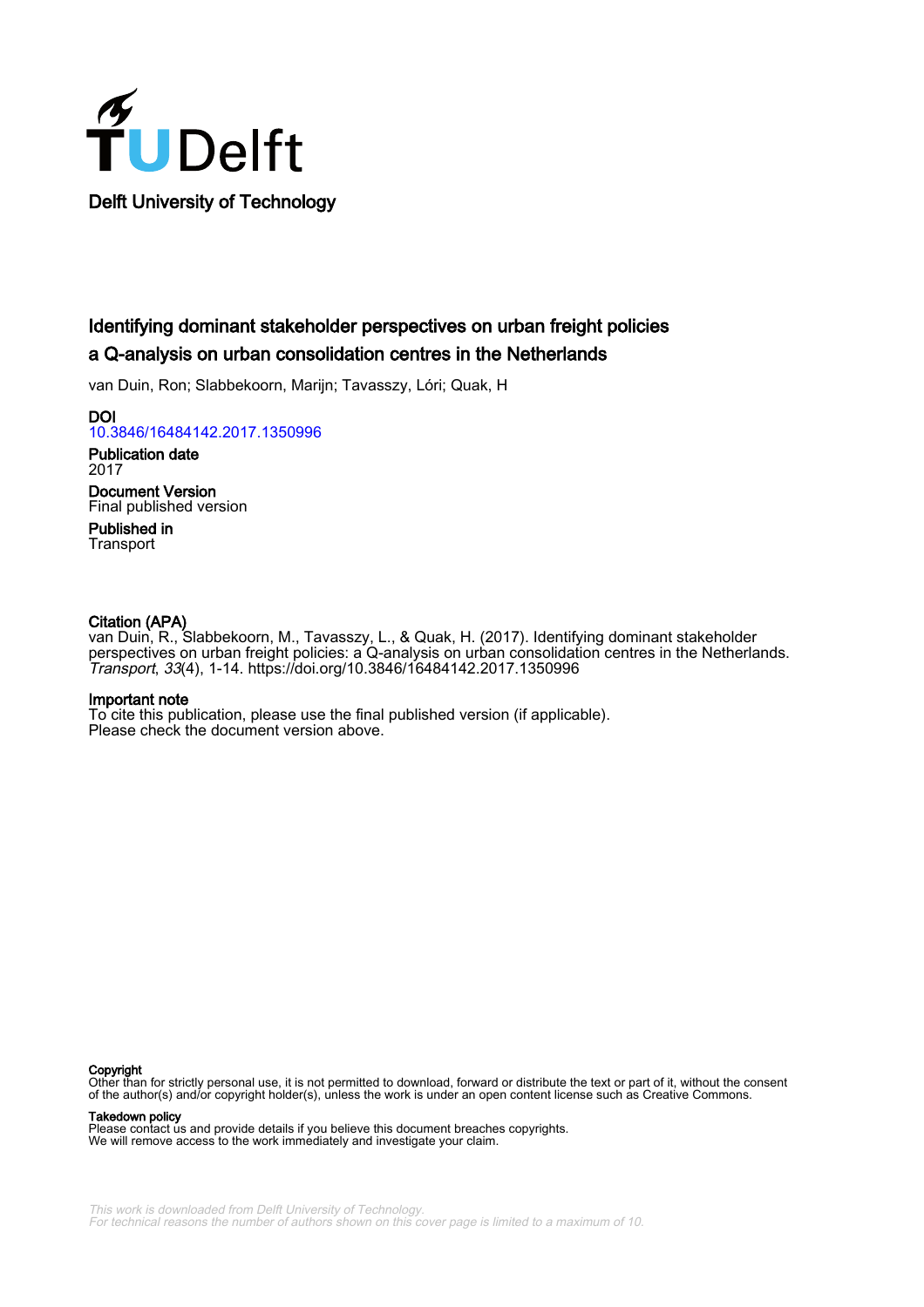Delft University of Technology

# Identifying dominant stakeholder perspectives on urban freight policies a Q-analysis on urban consolidation centres in the Netherlands

van Duin, Ron; Slabbekoorn, Marijn; Tavasszy, Lóri; Quak, H

**DOI**
10.3846/16484142.2017.1350996

**Publication date**
2017

**Document Version**
Final published version

**Published in**
Transport

**Citation (APA)**
van Duin, R., Slabbekoorn, M., Tavasszy, L., & Quak, H. (2017). Identifying dominant stakeholder perspectives on urban freight policies: a Q-analysis on urban consolidation centres in the Netherlands. *Transport*, *33*(4), 1-14. https://doi.org/10.3846/16484142.2017.1350996

**Important note**
To cite this publication, please use the final published version (if applicable).
Please check the document version above.

**Copyright**
Other than for strictly personal use, it is not permitted to download, forward or distribute the text or part of it, without the consent of the author(s) and/or copyright holder(s), unless the work is under an open content license such as Creative Commons.

**Takedown policy**
Please contact us and provide details if you believe this document breaches copyrights.
We will remove access to the work immediately and investigate your claim.

*This work is downloaded from Delft University of Technology.*
*For technical reasons the number of authors shown on this cover page is limited to a maximum of 10.*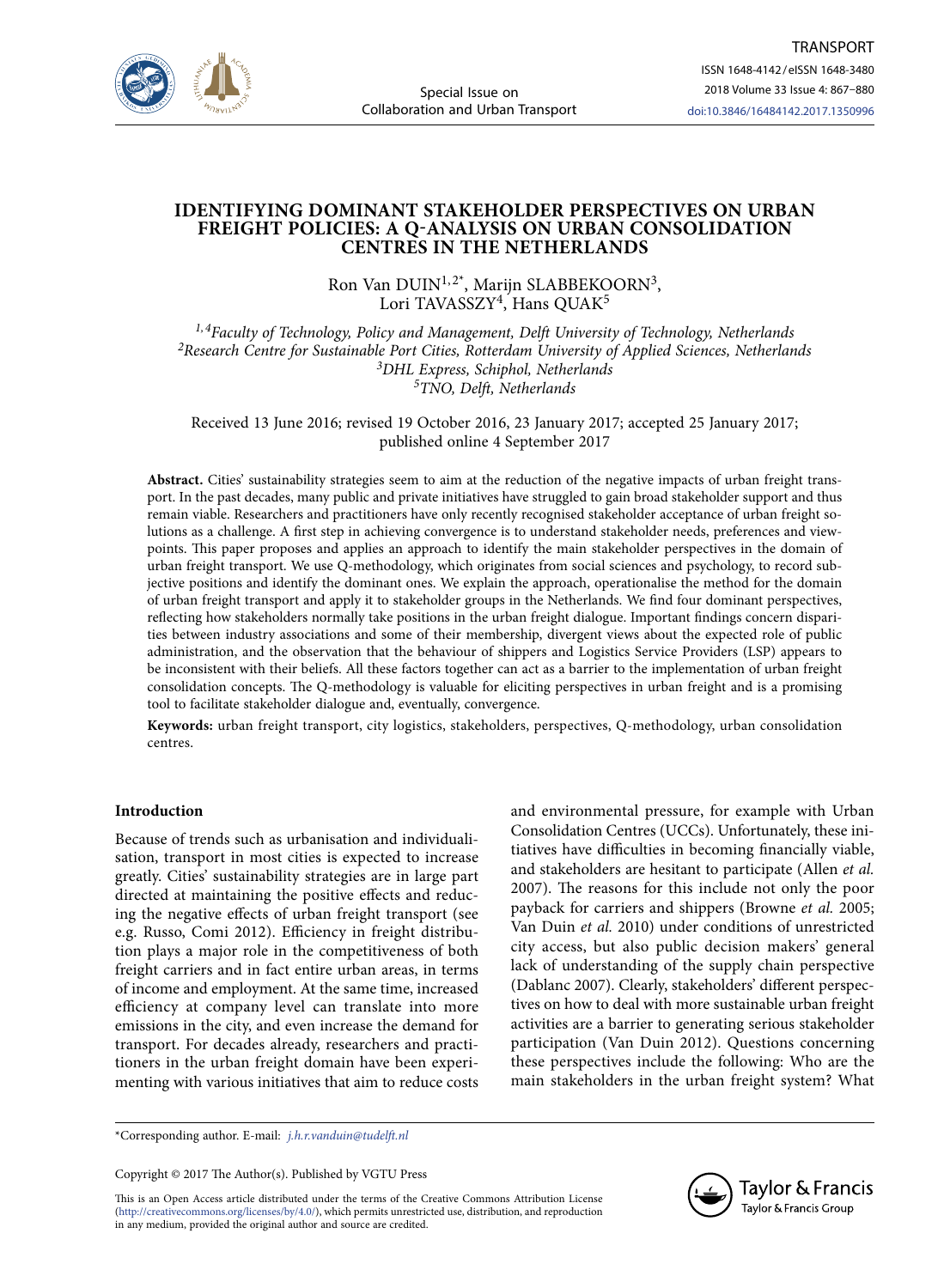# IDENTIFYING DOMINANT STAKEHOLDER PERSPECTIVES ON URBAN FREIGHT POLICIES: A Q-ANALYSIS ON URBAN CONSOLIDATION CENTRES IN THE NETHERLANDS

Ron Van DUIN[1,2*], Marijn SLABBEKOORN[3], Lori TAVASSZY[4], Hans QUAK[5]

[1,4]*Faculty of Technology, Policy and Management, Delft University of Technology, Netherlands*
[2]*Research Centre for Sustainable Port Cities, Rotterdam University of Applied Sciences, Netherlands*
[3]*DHL Express, Schiphol, Netherlands*
[5]*TNO, Delft, Netherlands*

Received 13 June 2016; revised 19 October 2016, 23 January 2017; accepted 25 January 2017; published online 4 September 2017

**Abstract.** Cities' sustainability strategies seem to aim at the reduction of the negative impacts of urban freight transport. In the past decades, many public and private initiatives have struggled to gain broad stakeholder support and thus remain viable. Researchers and practitioners have only recently recognised stakeholder acceptance of urban freight solutions as a challenge. A first step in achieving convergence is to understand stakeholder needs, preferences and viewpoints. This paper proposes and applies an approach to identify the main stakeholder perspectives in the domain of urban freight transport. We use Q-methodology, which originates from social sciences and psychology, to record subjective positions and identify the dominant ones. We explain the approach, operationalise the method for the domain of urban freight transport and apply it to stakeholder groups in the Netherlands. We find four dominant perspectives, reflecting how stakeholders normally take positions in the urban freight dialogue. Important findings concern disparities between industry associations and some of their membership, divergent views about the expected role of public administration, and the observation that the behaviour of shippers and Logistics Service Providers (LSP) appears to be inconsistent with their beliefs. All these factors together can act as a barrier to the implementation of urban freight consolidation concepts. The Q-methodology is valuable for eliciting perspectives in urban freight and is a promising tool to facilitate stakeholder dialogue and, eventually, convergence.

**Keywords:** urban freight transport, city logistics, stakeholders, perspectives, Q-methodology, urban consolidation centres.

## Introduction

Because of trends such as urbanisation and individualisation, transport in most cities is expected to increase greatly. Cities' sustainability strategies are in large part directed at maintaining the positive effects and reducing the negative effects of urban freight transport (see e.g. Russo, Comi 2012). Efficiency in freight distribution plays a major role in the competitiveness of both freight carriers and in fact entire urban areas, in terms of income and employment. At the same time, increased efficiency at company level can translate into more emissions in the city, and even increase the demand for transport. For decades already, researchers and practitioners in the urban freight domain have been experimenting with various initiatives that aim to reduce costs and environmental pressure, for example with Urban Consolidation Centres (UCCs). Unfortunately, these initiatives have difficulties in becoming financially viable, and stakeholders are hesitant to participate (Allen *et al.* 2007). The reasons for this include not only the poor payback for carriers and shippers (Browne *et al.* 2005; Van Duin *et al.* 2010) under conditions of unrestricted city access, but also public decision makers' general lack of understanding of the supply chain perspective (Dablanc 2007). Clearly, stakeholders' different perspectives on how to deal with more sustainable urban freight activities are a barrier to generating serious stakeholder participation (Van Duin 2012). Questions concerning these perspectives include the following: Who are the main stakeholders in the urban freight system? What

*Corresponding author. E-mail: *j.h.r.vanduin@tudelft.nl*

Copyright © 2017 The Author(s). Published by VGTU Press

This is an Open Access article distributed under the terms of the Creative Commons Attribution License (http://creativecommons.org/licenses/by/4.0/), which permits unrestricted use, distribution, and reproduction in any medium, provided the original author and source are credited.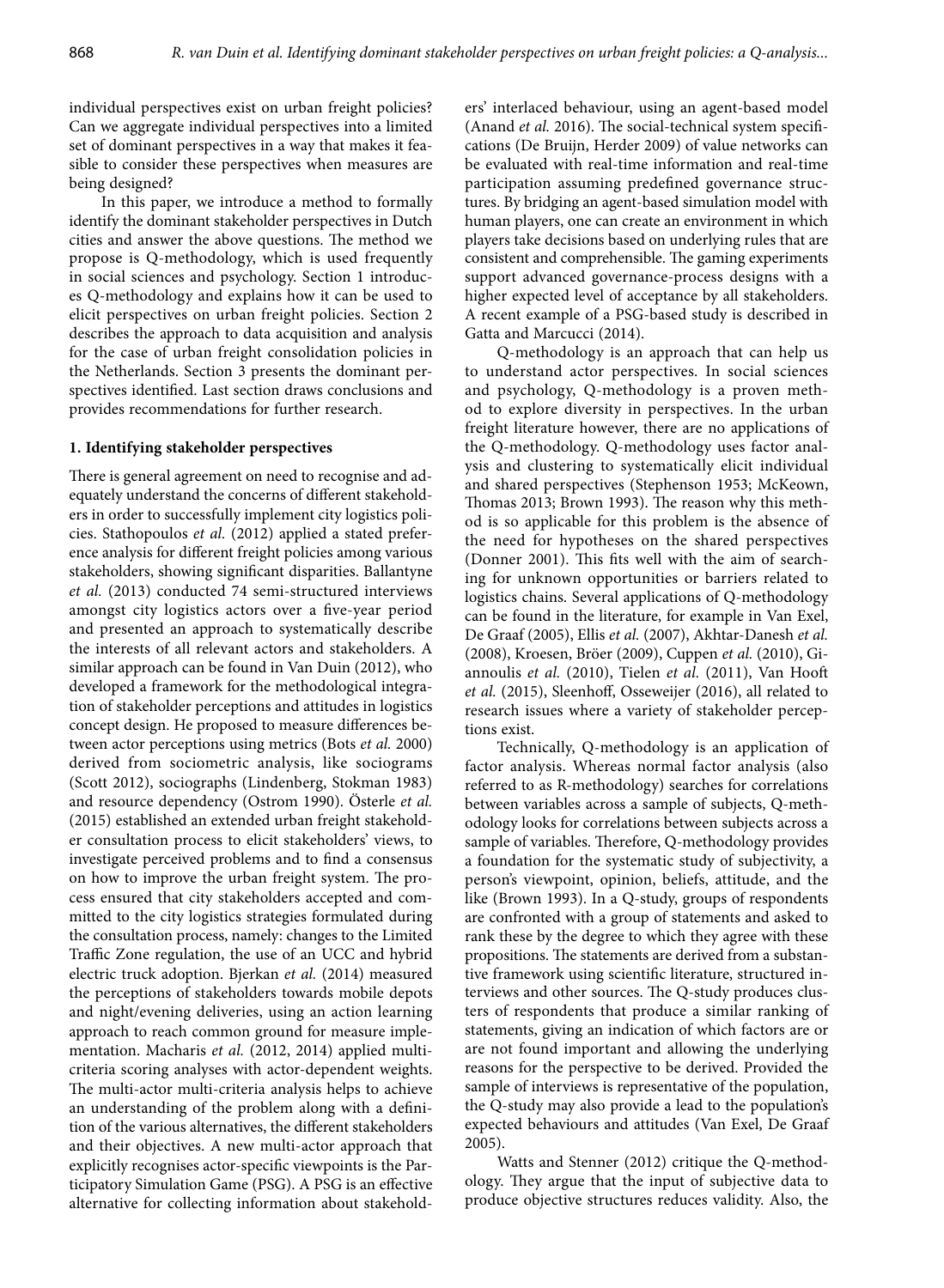individual perspectives exist on urban freight policies? Can we aggregate individual perspectives into a limited set of dominant perspectives in a way that makes it feasible to consider these perspectives when measures are being designed?

In this paper, we introduce a method to formally identify the dominant stakeholder perspectives in Dutch cities and answer the above questions. The method we propose is Q-methodology, which is used frequently in social sciences and psychology. Section 1 introduces Q-methodology and explains how it can be used to elicit perspectives on urban freight policies. Section 2 describes the approach to data acquisition and analysis for the case of urban freight consolidation policies in the Netherlands. Section 3 presents the dominant perspectives identified. Last section draws conclusions and provides recommendations for further research.

## 1. Identifying stakeholder perspectives

There is general agreement on need to recognise and adequately understand the concerns of different stakeholders in order to successfully implement city logistics policies. Stathopoulos *et al.* (2012) applied a stated preference analysis for different freight policies among various stakeholders, showing significant disparities. Ballantyne *et al.* (2013) conducted 74 semi-structured interviews amongst city logistics actors over a five-year period and presented an approach to systematically describe the interests of all relevant actors and stakeholders. A similar approach can be found in Van Duin (2012), who developed a framework for the methodological integration of stakeholder perceptions and attitudes in logistics concept design. He proposed to measure differences between actor perceptions using metrics (Bots *et al.* 2000) derived from sociometric analysis, like sociograms (Scott 2012), sociographs (Lindenberg, Stokman 1983) and resource dependency (Ostrom 1990). Österle *et al.* (2015) established an extended urban freight stakeholder consultation process to elicit stakeholders' views, to investigate perceived problems and to find a consensus on how to improve the urban freight system. The process ensured that city stakeholders accepted and committed to the city logistics strategies formulated during the consultation process, namely: changes to the Limited Traffic Zone regulation, the use of an UCC and hybrid electric truck adoption. Bjerkan *et al.* (2014) measured the perceptions of stakeholders towards mobile depots and night/evening deliveries, using an action learning approach to reach common ground for measure implementation. Macharis *et al.* (2012, 2014) applied multi-criteria scoring analyses with actor-dependent weights. The multi-actor multi-criteria analysis helps to achieve an understanding of the problem along with a definition of the various alternatives, the different stakeholders and their objectives. A new multi-actor approach that explicitly recognises actor-specific viewpoints is the Participatory Simulation Game (PSG). A PSG is an effective alternative for collecting information about stakeholders' interlaced behaviour, using an agent-based model (Anand *et al.* 2016). The social-technical system specifications (De Bruijn, Herder 2009) of value networks can be evaluated with real-time information and real-time participation assuming predefined governance structures. By bridging an agent-based simulation model with human players, one can create an environment in which players take decisions based on underlying rules that are consistent and comprehensible. The gaming experiments support advanced governance-process designs with a higher expected level of acceptance by all stakeholders. A recent example of a PSG-based study is described in Gatta and Marcucci (2014).

Q-methodology is an approach that can help us to understand actor perspectives. In social sciences and psychology, Q-methodology is a proven method to explore diversity in perspectives. In the urban freight literature however, there are no applications of the Q-methodology. Q-methodology uses factor analysis and clustering to systematically elicit individual and shared perspectives (Stephenson 1953; McKeown, Thomas 2013; Brown 1993). The reason why this method is so applicable for this problem is the absence of the need for hypotheses on the shared perspectives (Donner 2001). This fits well with the aim of searching for unknown opportunities or barriers related to logistics chains. Several applications of Q-methodology can be found in the literature, for example in Van Exel, De Graaf (2005), Ellis *et al.* (2007), Akhtar-Danesh *et al.* (2008), Kroesen, Bröer (2009), Cuppen *et al.* (2010), Giannoulis *et al.* (2010), Tielen *et al.* (2011), Van Hooft *et al.* (2015), Sleenhoff, Osseweijer (2016), all related to research issues where a variety of stakeholder perceptions exist.

Technically, Q-methodology is an application of factor analysis. Whereas normal factor analysis (also referred to as R-methodology) searches for correlations between variables across a sample of subjects, Q-methodology looks for correlations between subjects across a sample of variables. Therefore, Q-methodology provides a foundation for the systematic study of subjectivity, a person's viewpoint, opinion, beliefs, attitude, and the like (Brown 1993). In a Q-study, groups of respondents are confronted with a group of statements and asked to rank these by the degree to which they agree with these propositions. The statements are derived from a substantive framework using scientific literature, structured interviews and other sources. The Q-study produces clusters of respondents that produce a similar ranking of statements, giving an indication of which factors are or are not found important and allowing the underlying reasons for the perspective to be derived. Provided the sample of interviews is representative of the population, the Q-study may also provide a lead to the population's expected behaviours and attitudes (Van Exel, De Graaf 2005).

Watts and Stenner (2012) critique the Q-methodology. They argue that the input of subjective data to produce objective structures reduces validity. Also, the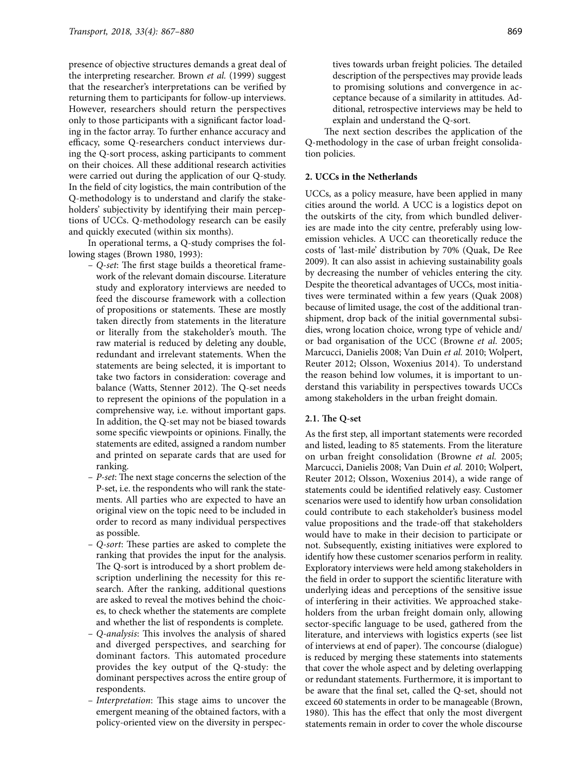presence of objective structures demands a great deal of the interpreting researcher. Brown *et al.* (1999) suggest that the researcher's interpretations can be verified by returning them to participants for follow-up interviews. However, researchers should return the perspectives only to those participants with a significant factor loading in the factor array. To further enhance accuracy and efficacy, some Q-researchers conduct interviews during the Q-sort process, asking participants to comment on their choices. All these additional research activities were carried out during the application of our Q-study. In the field of city logistics, the main contribution of the Q-methodology is to understand and clarify the stakeholders' subjectivity by identifying their main perceptions of UCCs. Q-methodology research can be easily and quickly executed (within six months).

In operational terms, a Q-study comprises the following stages (Brown 1980, 1993):

- *Q-set*: The first stage builds a theoretical framework of the relevant domain discourse. Literature study and exploratory interviews are needed to feed the discourse framework with a collection of propositions or statements. These are mostly taken directly from statements in the literature or literally from the stakeholder's mouth. The raw material is reduced by deleting any double, redundant and irrelevant statements. When the statements are being selected, it is important to take two factors in consideration: coverage and balance (Watts, Stenner 2012). The Q-set needs to represent the opinions of the population in a comprehensive way, i.e. without important gaps. In addition, the Q-set may not be biased towards some specific viewpoints or opinions. Finally, the statements are edited, assigned a random number and printed on separate cards that are used for ranking.
- *P-set*: The next stage concerns the selection of the P-set, i.e. the respondents who will rank the statements. All parties who are expected to have an original view on the topic need to be included in order to record as many individual perspectives as possible.
- *Q-sort*: These parties are asked to complete the ranking that provides the input for the analysis. The Q-sort is introduced by a short problem description underlining the necessity for this research. After the ranking, additional questions are asked to reveal the motives behind the choices, to check whether the statements are complete and whether the list of respondents is complete.
- *Q-analysis*: This involves the analysis of shared and diverged perspectives, and searching for dominant factors. This automated procedure provides the key output of the Q-study: the dominant perspectives across the entire group of respondents.
- *Interpretation*: This stage aims to uncover the emergent meaning of the obtained factors, with a policy-oriented view on the diversity in perspectives towards urban freight policies. The detailed description of the perspectives may provide leads to promising solutions and convergence in acceptance because of a similarity in attitudes. Additional, retrospective interviews may be held to explain and understand the Q-sort.

The next section describes the application of the Q-methodology in the case of urban freight consolidation policies.

## 2. UCCs in the Netherlands

UCCs, as a policy measure, have been applied in many cities around the world. A UCC is a logistics depot on the outskirts of the city, from which bundled deliveries are made into the city centre, preferably using low-emission vehicles. A UCC can theoretically reduce the costs of 'last-mile' distribution by 70% (Quak, De Ree 2009). It can also assist in achieving sustainability goals by decreasing the number of vehicles entering the city. Despite the theoretical advantages of UCCs, most initiatives were terminated within a few years (Quak 2008) because of limited usage, the cost of the additional transhipment, drop back of the initial governmental subsidies, wrong location choice, wrong type of vehicle and/or bad organisation of the UCC (Browne *et al.* 2005; Marcucci, Danielis 2008; Van Duin *et al.* 2010; Wolpert, Reuter 2012; Olsson, Woxenius 2014). To understand the reason behind low volumes, it is important to understand this variability in perspectives towards UCCs among stakeholders in the urban freight domain.

### 2.1. The Q-set

As the first step, all important statements were recorded and listed, leading to 85 statements. From the literature on urban freight consolidation (Browne *et al.* 2005; Marcucci, Danielis 2008; Van Duin *et al.* 2010; Wolpert, Reuter 2012; Olsson, Woxenius 2014), a wide range of statements could be identified relatively easy. Customer scenarios were used to identify how urban consolidation could contribute to each stakeholder's business model value propositions and the trade-off that stakeholders would have to make in their decision to participate or not. Subsequently, existing initiatives were explored to identify how these customer scenarios perform in reality. Exploratory interviews were held among stakeholders in the field in order to support the scientific literature with underlying ideas and perceptions of the sensitive issue of interfering in their activities. We approached stakeholders from the urban freight domain only, allowing sector-specific language to be used, gathered from the literature, and interviews with logistics experts (see list of interviews at end of paper). The concourse (dialogue) is reduced by merging these statements into statements that cover the whole aspect and by deleting overlapping or redundant statements. Furthermore, it is important to be aware that the final set, called the Q-set, should not exceed 60 statements in order to be manageable (Brown, 1980). This has the effect that only the most divergent statements remain in order to cover the whole discourse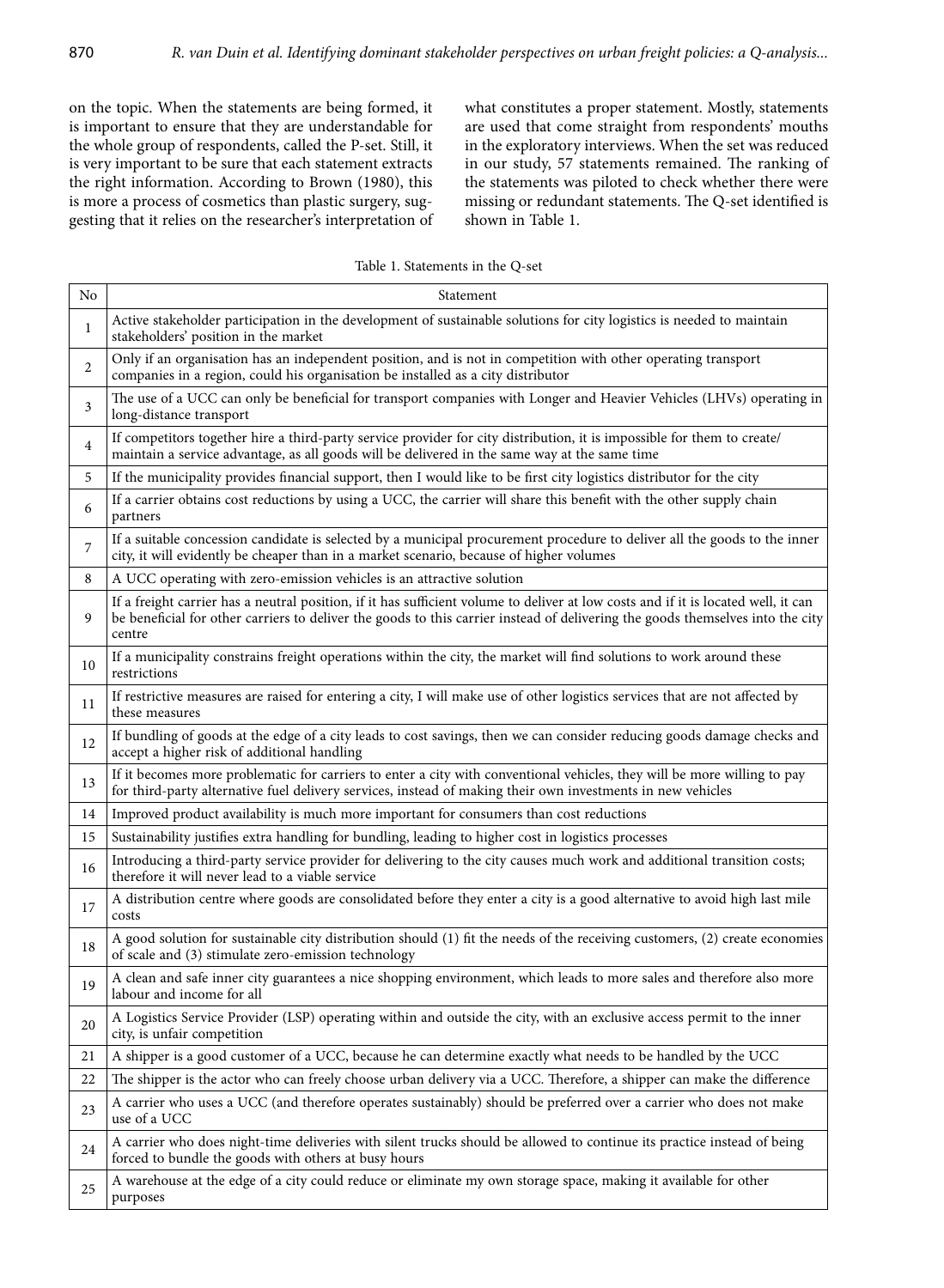on the topic. When the statements are being formed, it is important to ensure that they are understandable for the whole group of respondents, called the P-set. Still, it is very important to be sure that each statement extracts the right information. According to Brown (1980), this is more a process of cosmetics than plastic surgery, suggesting that it relies on the researcher's interpretation of what constitutes a proper statement. Mostly, statements are used that come straight from respondents' mouths in the exploratory interviews. When the set was reduced in our study, 57 statements remained. The ranking of the statements was piloted to check whether there were missing or redundant statements. The Q-set identified is shown in Table 1.

Table 1. Statements in the Q-set

| No | Statement |
|---|---|
| 1 | Active stakeholder participation in the development of sustainable solutions for city logistics is needed to maintain stakeholders' position in the market |
| 2 | Only if an organisation has an independent position, and is not in competition with other operating transport companies in a region, could his organisation be installed as a city distributor |
| 3 | The use of a UCC can only be beneficial for transport companies with Longer and Heavier Vehicles (LHVs) operating in long-distance transport |
| 4 | If competitors together hire a third-party service provider for city distribution, it is impossible for them to create/maintain a service advantage, as all goods will be delivered in the same way at the same time |
| 5 | If the municipality provides financial support, then I would like to be first city logistics distributor for the city |
| 6 | If a carrier obtains cost reductions by using a UCC, the carrier will share this benefit with the other supply chain partners |
| 7 | If a suitable concession candidate is selected by a municipal procurement procedure to deliver all the goods to the inner city, it will evidently be cheaper than in a market scenario, because of higher volumes |
| 8 | A UCC operating with zero-emission vehicles is an attractive solution |
| 9 | If a freight carrier has a neutral position, if it has sufficient volume to deliver at low costs and if it is located well, it can be beneficial for other carriers to deliver the goods to this carrier instead of delivering the goods themselves into the city centre |
| 10 | If a municipality constrains freight operations within the city, the market will find solutions to work around these restrictions |
| 11 | If restrictive measures are raised for entering a city, I will make use of other logistics services that are not affected by these measures |
| 12 | If bundling of goods at the edge of a city leads to cost savings, then we can consider reducing goods damage checks and accept a higher risk of additional handling |
| 13 | If it becomes more problematic for carriers to enter a city with conventional vehicles, they will be more willing to pay for third-party alternative fuel delivery services, instead of making their own investments in new vehicles |
| 14 | Improved product availability is much more important for consumers than cost reductions |
| 15 | Sustainability justifies extra handling for bundling, leading to higher cost in logistics processes |
| 16 | Introducing a third-party service provider for delivering to the city causes much work and additional transition costs; therefore it will never lead to a viable service |
| 17 | A distribution centre where goods are consolidated before they enter a city is a good alternative to avoid high last mile costs |
| 18 | A good solution for sustainable city distribution should (1) fit the needs of the receiving customers, (2) create economies of scale and (3) stimulate zero-emission technology |
| 19 | A clean and safe inner city guarantees a nice shopping environment, which leads to more sales and therefore also more labour and income for all |
| 20 | A Logistics Service Provider (LSP) operating within and outside the city, with an exclusive access permit to the inner city, is unfair competition |
| 21 | A shipper is a good customer of a UCC, because he can determine exactly what needs to be handled by the UCC |
| 22 | The shipper is the actor who can freely choose urban delivery via a UCC. Therefore, a shipper can make the difference |
| 23 | A carrier who uses a UCC (and therefore operates sustainably) should be preferred over a carrier who does not make use of a UCC |
| 24 | A carrier who does night-time deliveries with silent trucks should be allowed to continue its practice instead of being forced to bundle the goods with others at busy hours |
| 25 | A warehouse at the edge of a city could reduce or eliminate my own storage space, making it available for other purposes |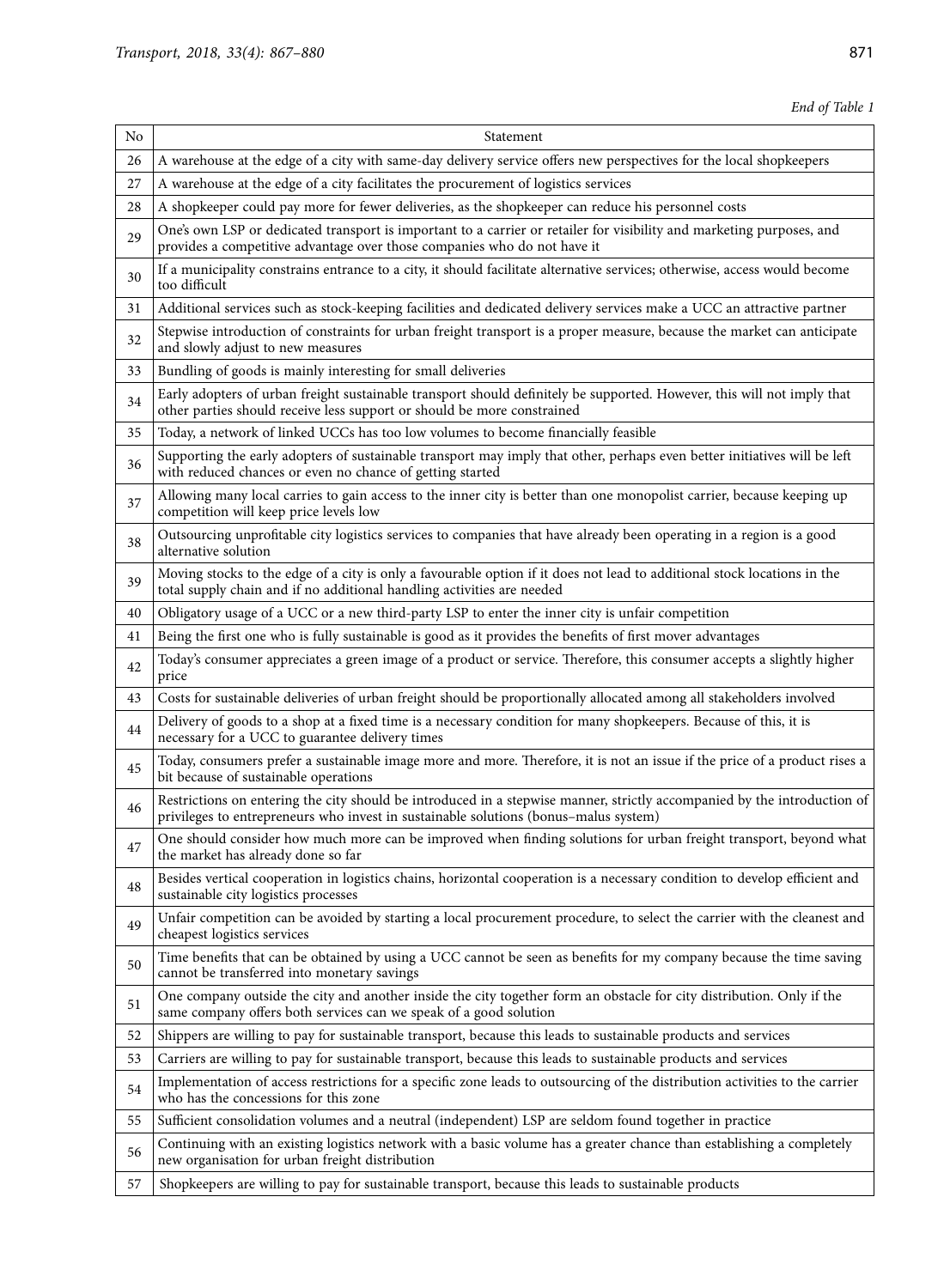*End of Table 1*

| No | Statement |
|---|---|
| 26 | A warehouse at the edge of a city with same-day delivery service offers new perspectives for the local shopkeepers |
| 27 | A warehouse at the edge of a city facilitates the procurement of logistics services |
| 28 | A shopkeeper could pay more for fewer deliveries, as the shopkeeper can reduce his personnel costs |
| 29 | One's own LSP or dedicated transport is important to a carrier or retailer for visibility and marketing purposes, and provides a competitive advantage over those companies who do not have it |
| 30 | If a municipality constrains entrance to a city, it should facilitate alternative services; otherwise, access would become too difficult |
| 31 | Additional services such as stock-keeping facilities and dedicated delivery services make a UCC an attractive partner |
| 32 | Stepwise introduction of constraints for urban freight transport is a proper measure, because the market can anticipate and slowly adjust to new measures |
| 33 | Bundling of goods is mainly interesting for small deliveries |
| 34 | Early adopters of urban freight sustainable transport should definitely be supported. However, this will not imply that other parties should receive less support or should be more constrained |
| 35 | Today, a network of linked UCCs has too low volumes to become financially feasible |
| 36 | Supporting the early adopters of sustainable transport may imply that other, perhaps even better initiatives will be left with reduced chances or even no chance of getting started |
| 37 | Allowing many local carries to gain access to the inner city is better than one monopolist carrier, because keeping up competition will keep price levels low |
| 38 | Outsourcing unprofitable city logistics services to companies that have already been operating in a region is a good alternative solution |
| 39 | Moving stocks to the edge of a city is only a favourable option if it does not lead to additional stock locations in the total supply chain and if no additional handling activities are needed |
| 40 | Obligatory usage of a UCC or a new third-party LSP to enter the inner city is unfair competition |
| 41 | Being the first one who is fully sustainable is good as it provides the benefits of first mover advantages |
| 42 | Today's consumer appreciates a green image of a product or service. Therefore, this consumer accepts a slightly higher price |
| 43 | Costs for sustainable deliveries of urban freight should be proportionally allocated among all stakeholders involved |
| 44 | Delivery of goods to a shop at a fixed time is a necessary condition for many shopkeepers. Because of this, it is necessary for a UCC to guarantee delivery times |
| 45 | Today, consumers prefer a sustainable image more and more. Therefore, it is not an issue if the price of a product rises a bit because of sustainable operations |
| 46 | Restrictions on entering the city should be introduced in a stepwise manner, strictly accompanied by the introduction of privileges to entrepreneurs who invest in sustainable solutions (bonus–malus system) |
| 47 | One should consider how much more can be improved when finding solutions for urban freight transport, beyond what the market has already done so far |
| 48 | Besides vertical cooperation in logistics chains, horizontal cooperation is a necessary condition to develop efficient and sustainable city logistics processes |
| 49 | Unfair competition can be avoided by starting a local procurement procedure, to select the carrier with the cleanest and cheapest logistics services |
| 50 | Time benefits that can be obtained by using a UCC cannot be seen as benefits for my company because the time saving cannot be transferred into monetary savings |
| 51 | One company outside the city and another inside the city together form an obstacle for city distribution. Only if the same company offers both services can we speak of a good solution |
| 52 | Shippers are willing to pay for sustainable transport, because this leads to sustainable products and services |
| 53 | Carriers are willing to pay for sustainable transport, because this leads to sustainable products and services |
| 54 | Implementation of access restrictions for a specific zone leads to outsourcing of the distribution activities to the carrier who has the concessions for this zone |
| 55 | Sufficient consolidation volumes and a neutral (independent) LSP are seldom found together in practice |
| 56 | Continuing with an existing logistics network with a basic volume has a greater chance than establishing a completely new organisation for urban freight distribution |
| 57 | Shopkeepers are willing to pay for sustainable transport, because this leads to sustainable products |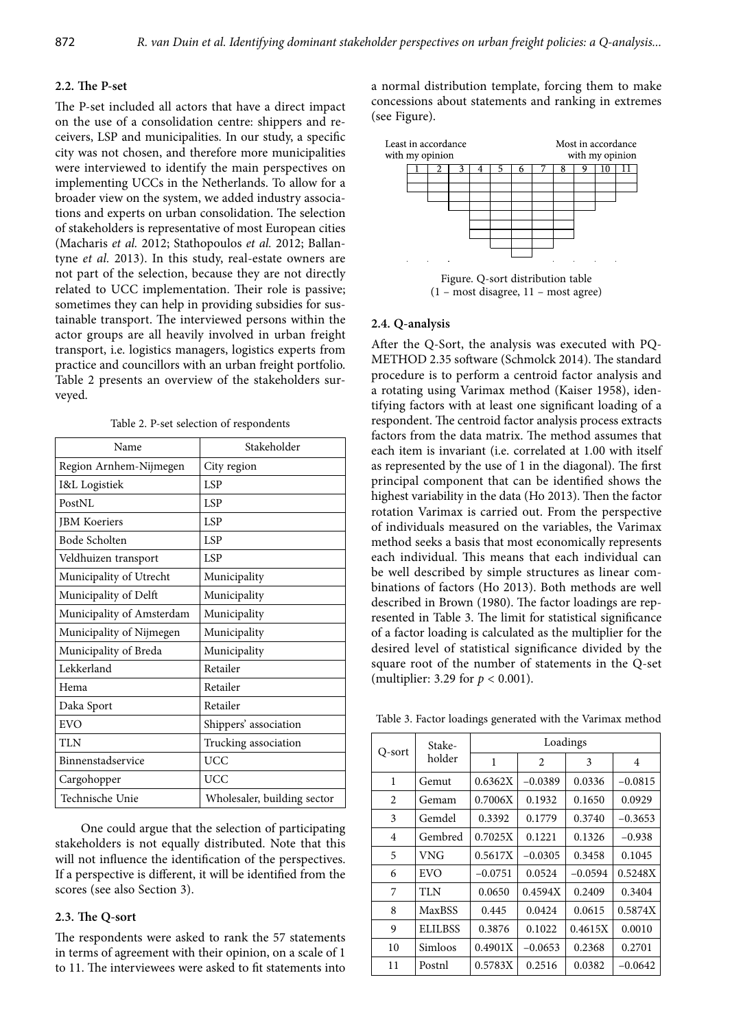### 2.2. The P-set

The P-set included all actors that have a direct impact on the use of a consolidation centre: shippers and receivers, LSP and municipalities. In our study, a specific city was not chosen, and therefore more municipalities were interviewed to identify the main perspectives on implementing UCCs in the Netherlands. To allow for a broader view on the system, we added industry associations and experts on urban consolidation. The selection of stakeholders is representative of most European cities (Macharis *et al.* 2012; Stathopoulos *et al.* 2012; Ballantyne *et al.* 2013). In this study, real-estate owners are not part of the selection, because they are not directly related to UCC implementation. Their role is passive; sometimes they can help in providing subsidies for sustainable transport. The interviewed persons within the actor groups are all heavily involved in urban freight transport, i.e. logistics managers, logistics experts from practice and councillors with an urban freight portfolio. Table 2 presents an overview of the stakeholders surveyed.

Table 2. P-set selection of respondents

| Name | Stakeholder |
|---|---|
| Region Arnhem-Nijmegen | City region |
| I&L Logistiek | LSP |
| PostNL | LSP |
| JBM Koeriers | LSP |
| Bode Scholten | LSP |
| Veldhuizen transport | LSP |
| Municipality of Utrecht | Municipality |
| Municipality of Delft | Municipality |
| Municipality of Amsterdam | Municipality |
| Municipality of Nijmegen | Municipality |
| Municipality of Breda | Municipality |
| Lekkerland | Retailer |
| Hema | Retailer |
| Daka Sport | Retailer |
| EVO | Shippers' association |
| TLN | Trucking association |
| Binnenstadservice | UCC |
| Cargohopper | UCC |
| Technische Unie | Wholesaler, building sector |

One could argue that the selection of participating stakeholders is not equally distributed. Note that this will not influence the identification of the perspectives. If a perspective is different, it will be identified from the scores (see also Section 3).

### 2.3. The Q-sort

The respondents were asked to rank the 57 statements in terms of agreement with their opinion, on a scale of 1 to 11. The interviewees were asked to fit statements into a normal distribution template, forcing them to make concessions about statements and ranking in extremes (see Figure).

| Least in accordance with my opinion | | | | | | | | | | Most in accordance with my opinion |
|---|---|---|---|---|---|---|---|---|---|---|
| 1 | 2 | 3 | 4 | 5 | 6 | 7 | 8 | 9 | 10 | 11 |

Figure. Q-sort distribution table
(1 – most disagree, 11 – most agree)

### 2.4. Q-analysis

After the Q-Sort, the analysis was executed with PQ-METHOD 2.35 software (Schmolck 2014). The standard procedure is to perform a centroid factor analysis and a rotating using Varimax method (Kaiser 1958), identifying factors with at least one significant loading of a respondent. The centroid factor analysis process extracts factors from the data matrix. The method assumes that each item is invariant (i.e. correlated at 1.00 with itself as represented by the use of 1 in the diagonal). The first principal component that can be identified shows the highest variability in the data (Ho 2013). Then the factor rotation Varimax is carried out. From the perspective of individuals measured on the variables, the Varimax method seeks a basis that most economically represents each individual. This means that each individual can be well described by simple structures as linear combinations of factors (Ho 2013). Both methods are well described in Brown (1980). The factor loadings are represented in Table 3. The limit for statistical significance of a factor loading is calculated as the multiplier for the desired level of statistical significance divided by the square root of the number of statements in the Q-set (multiplier: 3.29 for $p < 0.001$).

Table 3. Factor loadings generated with the Varimax method

| Q-sort | Stake-holder | Loadings | | | |
|---|---|---|---|---|---|
| | | 1 | 2 | 3 | 4 |
| 1 | Gemut | 0.6362X | −0.0389 | 0.0336 | −0.0815 |
| 2 | Gemam | 0.7006X | 0.1932 | 0.1650 | 0.0929 |
| 3 | Gemdel | 0.3392 | 0.1779 | 0.3740 | −0.3653 |
| 4 | Gembred | 0.7025X | 0.1221 | 0.1326 | −0.938 |
| 5 | VNG | 0.5617X | −0.0305 | 0.3458 | 0.1045 |
| 6 | EVO | −0.0751 | 0.0524 | −0.0594 | 0.5248X |
| 7 | TLN | 0.0650 | 0.4594X | 0.2409 | 0.3404 |
| 8 | MaxBSS | 0.445 | 0.0424 | 0.0615 | 0.5874X |
| 9 | ELILBSS | 0.3876 | 0.1022 | 0.4615X | 0.0010 |
| 10 | Simloos | 0.4901X | −0.0653 | 0.2368 | 0.2701 |
| 11 | Postnl | 0.5783X | 0.2516 | 0.0382 | −0.0642 |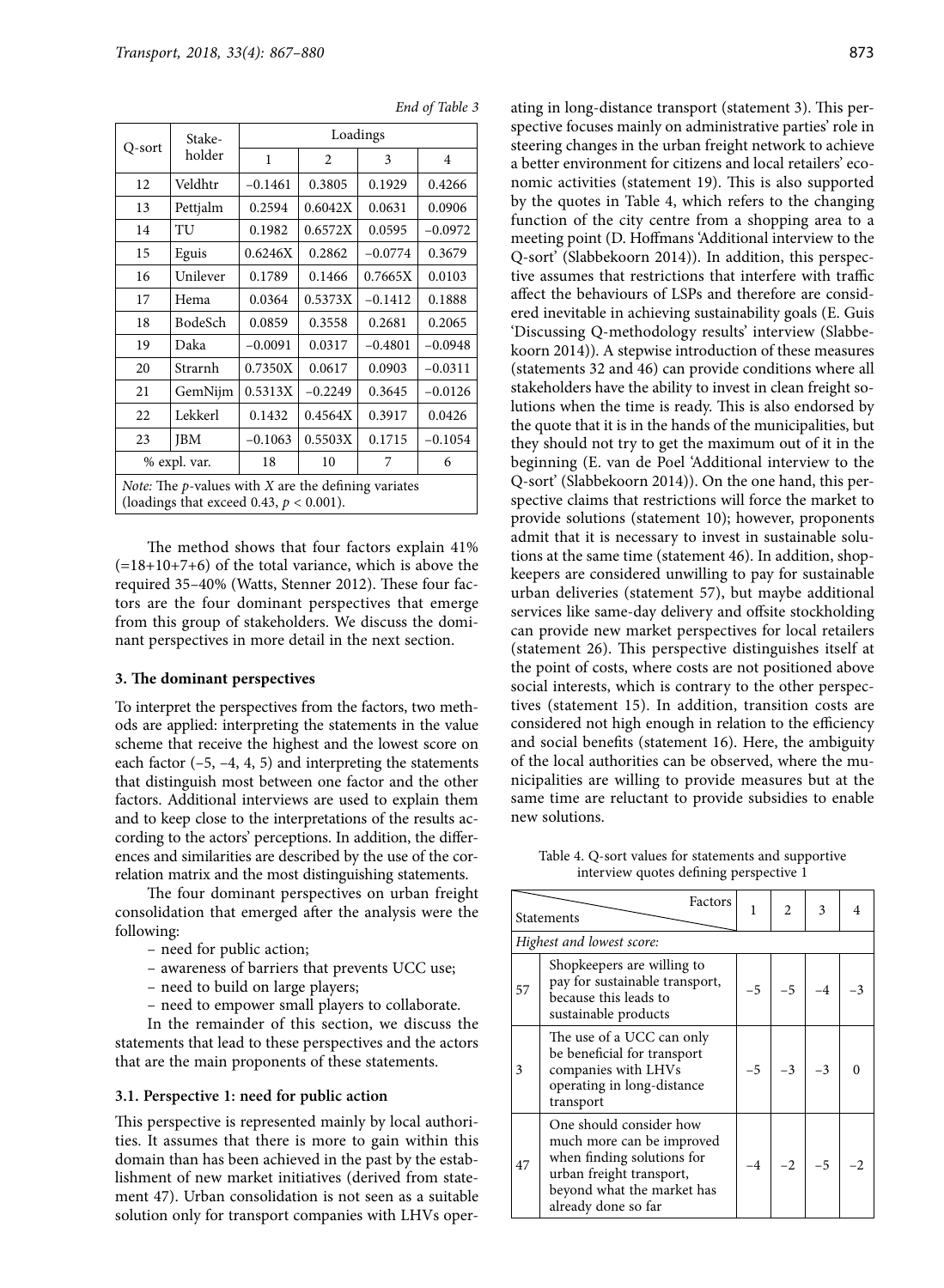*End of Table 3*

| Q-sort | Stake-holder | Loadings | | | |
|---|---|---|---|---|---|
| | | 1 | 2 | 3 | 4 |
| 12 | Veldhtr | –0.1461 | 0.3805 | 0.1929 | 0.4266 |
| 13 | Pettjalm | 0.2594 | 0.6042X | 0.0631 | 0.0906 |
| 14 | TU | 0.1982 | 0.6572X | 0.0595 | –0.0972 |
| 15 | Eguis | 0.6246X | 0.2862 | –0.0774 | 0.3679 |
| 16 | Unilever | 0.1789 | 0.1466 | 0.7665X | 0.0103 |
| 17 | Hema | 0.0364 | 0.5373X | –0.1412 | 0.1888 |
| 18 | BodeSch | 0.0859 | 0.3558 | 0.2681 | 0.2065 |
| 19 | Daka | –0.0091 | 0.0317 | –0.4801 | –0.0948 |
| 20 | Strarnh | 0.7350X | 0.0617 | 0.0903 | –0.0311 |
| 21 | GemNijm | 0.5313X | –0.2249 | 0.3645 | –0.0126 |
| 22 | Lekkerl | 0.1432 | 0.4564X | 0.3917 | 0.0426 |
| 23 | JBM | –0.1063 | 0.5503X | 0.1715 | –0.1054 |
| % expl. var. | | 18 | 10 | 7 | 6 |

*Note:* The $p$-values with $X$ are the defining variates (loadings that exceed 0.43, $p < 0.001$).

The method shows that four factors explain 41% (=18+10+7+6) of the total variance, which is above the required 35–40% (Watts, Stenner 2012). These four factors are the four dominant perspectives that emerge from this group of stakeholders. We discuss the dominant perspectives in more detail in the next section.

## 3. The dominant perspectives

To interpret the perspectives from the factors, two methods are applied: interpreting the statements in the value scheme that receive the highest and the lowest score on each factor (–5, –4, 4, 5) and interpreting the statements that distinguish most between one factor and the other factors. Additional interviews are used to explain them and to keep close to the interpretations of the results according to the actors' perceptions. In addition, the differences and similarities are described by the use of the correlation matrix and the most distinguishing statements.

The four dominant perspectives on urban freight consolidation that emerged after the analysis were the following:

- need for public action;
- awareness of barriers that prevents UCC use;
- need to build on large players;
- need to empower small players to collaborate.

In the remainder of this section, we discuss the statements that lead to these perspectives and the actors that are the main proponents of these statements.

### 3.1. Perspective 1: need for public action

This perspective is represented mainly by local authorities. It assumes that there is more to gain within this domain than has been achieved in the past by the establishment of new market initiatives (derived from statement 47). Urban consolidation is not seen as a suitable solution only for transport companies with LHVs operating in long-distance transport (statement 3). This perspective focuses mainly on administrative parties' role in steering changes in the urban freight network to achieve a better environment for citizens and local retailers' economic activities (statement 19). This is also supported by the quotes in Table 4, which refers to the changing function of the city centre from a shopping area to a meeting point (D. Hoffmans 'Additional interview to the Q-sort' (Slabbekoorn 2014)). In addition, this perspective assumes that restrictions that interfere with traffic affect the behaviours of LSPs and therefore are considered inevitable in achieving sustainability goals (E. Guis 'Discussing Q-methodology results' interview (Slabbekoorn 2014)). A stepwise introduction of these measures (statements 32 and 46) can provide conditions where all stakeholders have the ability to invest in clean freight solutions when the time is ready. This is also endorsed by the quote that it is in the hands of the municipalities, but they should not try to get the maximum out of it in the beginning (E. van de Poel 'Additional interview to the Q-sort' (Slabbekoorn 2014)). On the one hand, this perspective claims that restrictions will force the market to provide solutions (statement 10); however, proponents admit that it is necessary to invest in sustainable solutions at the same time (statement 46). In addition, shopkeepers are considered unwilling to pay for sustainable urban deliveries (statement 57), but maybe additional services like same-day delivery and offsite stockholding can provide new market perspectives for local retailers (statement 26). This perspective distinguishes itself at the point of costs, where costs are not positioned above social interests, which is contrary to the other perspectives (statement 15). In addition, transition costs are considered not high enough in relation to the efficiency and social benefits (statement 16). Here, the ambiguity of the local authorities can be observed, where the municipalities are willing to provide measures but at the same time are reluctant to provide subsidies to enable new solutions.

Table 4. Q-sort values for statements and supportive interview quotes defining perspective 1

| Statements | | Factors 1 | 2 | 3 | 4 |
|---|---|---|---|---|---|
| *Highest and lowest score:* | | | | | |
| 57 | Shopkeepers are willing to pay for sustainable transport, because this leads to sustainable products | –5 | –5 | –4 | –3 |
| 3 | The use of a UCC can only be beneficial for transport companies with LHVs operating in long-distance transport | –5 | –3 | –3 | 0 |
| 47 | One should consider how much more can be improved when finding solutions for urban freight transport, beyond what the market has already done so far | –4 | –2 | –5 | –2 |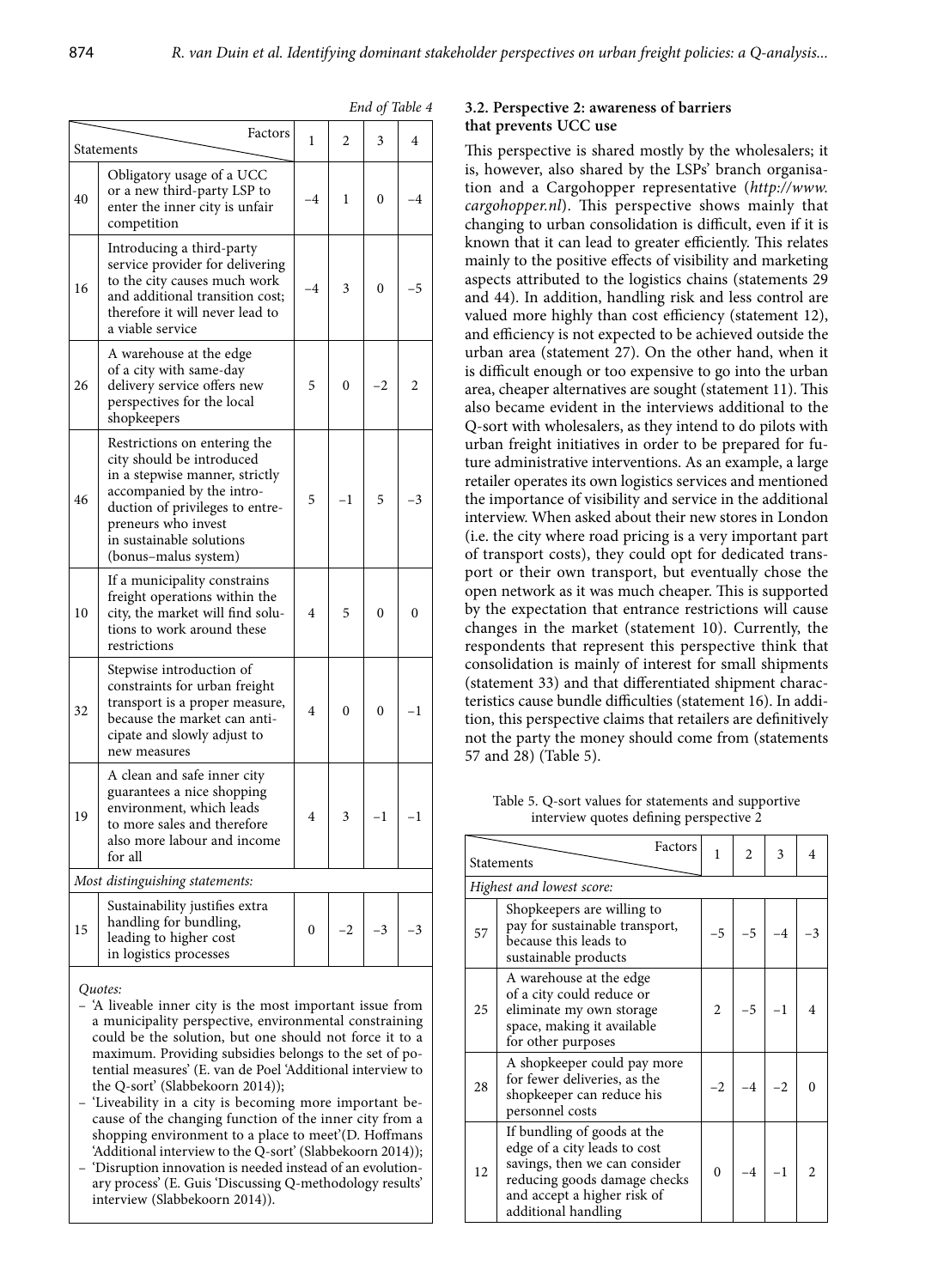*End of Table 4*

| Statements \ Factors | | 1 | 2 | 3 | 4 |
|---|---|---|---|---|---|
| 40 | Obligatory usage of a UCC or a new third-party LSP to enter the inner city is unfair competition | –4 | 1 | 0 | –4 |
| 16 | Introducing a third-party service provider for delivering to the city causes much work and additional transition cost; therefore it will never lead to a viable service | –4 | 3 | 0 | –5 |
| 26 | A warehouse at the edge of a city with same-day delivery service offers new perspectives for the local shopkeepers | 5 | 0 | –2 | 2 |
| 46 | Restrictions on entering the city should be introduced in a stepwise manner, strictly accompanied by the introduction of privileges to entrepreneurs who invest in sustainable solutions (bonus–malus system) | 5 | –1 | 5 | –3 |
| 10 | If a municipality constrains freight operations within the city, the market will find solutions to work around these restrictions | 4 | 5 | 0 | 0 |
| 32 | Stepwise introduction of constraints for urban freight transport is a proper measure, because the market can anticipate and slowly adjust to new measures | 4 | 0 | 0 | –1 |
| 19 | A clean and safe inner city guarantees a nice shopping environment, which leads to more sales and therefore also more labour and income for all | 4 | 3 | –1 | –1 |
| *Most distinguishing statements:* | | | | | |
| 15 | Sustainability justifies extra handling for bundling, leading to higher cost in logistics processes | 0 | –2 | –3 | –3 |

*Quotes:*

- 'A liveable inner city is the most important issue from a municipality perspective, environmental constraining could be the solution, but one should not force it to a maximum. Providing subsidies belongs to the set of potential measures' (E. van de Poel 'Additional interview to the Q-sort' (Slabbekoorn 2014));
- 'Liveability in a city is becoming more important because of the changing function of the inner city from a shopping environment to a place to meet'(D. Hoffmans 'Additional interview to the Q-sort' (Slabbekoorn 2014));
- 'Disruption innovation is needed instead of an evolutionary process' (E. Guis 'Discussing Q-methodology results' interview (Slabbekoorn 2014)).

### 3.2. Perspective 2: awareness of barriers that prevents UCC use

This perspective is shared mostly by the wholesalers; it is, however, also shared by the LSPs' branch organisation and a Cargohopper representative (*http://www.cargohopper.nl*). This perspective shows mainly that changing to urban consolidation is difficult, even if it is known that it can lead to greater efficiently. This relates mainly to the positive effects of visibility and marketing aspects attributed to the logistics chains (statements 29 and 44). In addition, handling risk and less control are valued more highly than cost efficiency (statement 12), and efficiency is not expected to be achieved outside the urban area (statement 27). On the other hand, when it is difficult enough or too expensive to go into the urban area, cheaper alternatives are sought (statement 11). This also became evident in the interviews additional to the Q-sort with wholesalers, as they intend to do pilots with urban freight initiatives in order to be prepared for future administrative interventions. As an example, a large retailer operates its own logistics services and mentioned the importance of visibility and service in the additional interview. When asked about their new stores in London (i.e. the city where road pricing is a very important part of transport costs), they could opt for dedicated transport or their own transport, but eventually chose the open network as it was much cheaper. This is supported by the expectation that entrance restrictions will cause changes in the market (statement 10). Currently, the respondents that represent this perspective think that consolidation is mainly of interest for small shipments (statement 33) and that differentiated shipment characteristics cause bundle difficulties (statement 16). In addition, this perspective claims that retailers are definitively not the party the money should come from (statements 57 and 28) (Table 5).

Table 5. Q-sort values for statements and supportive interview quotes defining perspective 2

| Statements \ Factors | | 1 | 2 | 3 | 4 |
|---|---|---|---|---|---|
| *Highest and lowest score:* | | | | | |
| 57 | Shopkeepers are willing to pay for sustainable transport, because this leads to sustainable products | –5 | –5 | –4 | –3 |
| 25 | A warehouse at the edge of a city could reduce or eliminate my own storage space, making it available for other purposes | 2 | –5 | –1 | 4 |
| 28 | A shopkeeper could pay more for fewer deliveries, as the shopkeeper can reduce his personnel costs | –2 | –4 | –2 | 0 |
| 12 | If bundling of goods at the edge of a city leads to cost savings, then we can consider reducing goods damage checks and accept a higher risk of additional handling | 0 | –4 | –1 | 2 |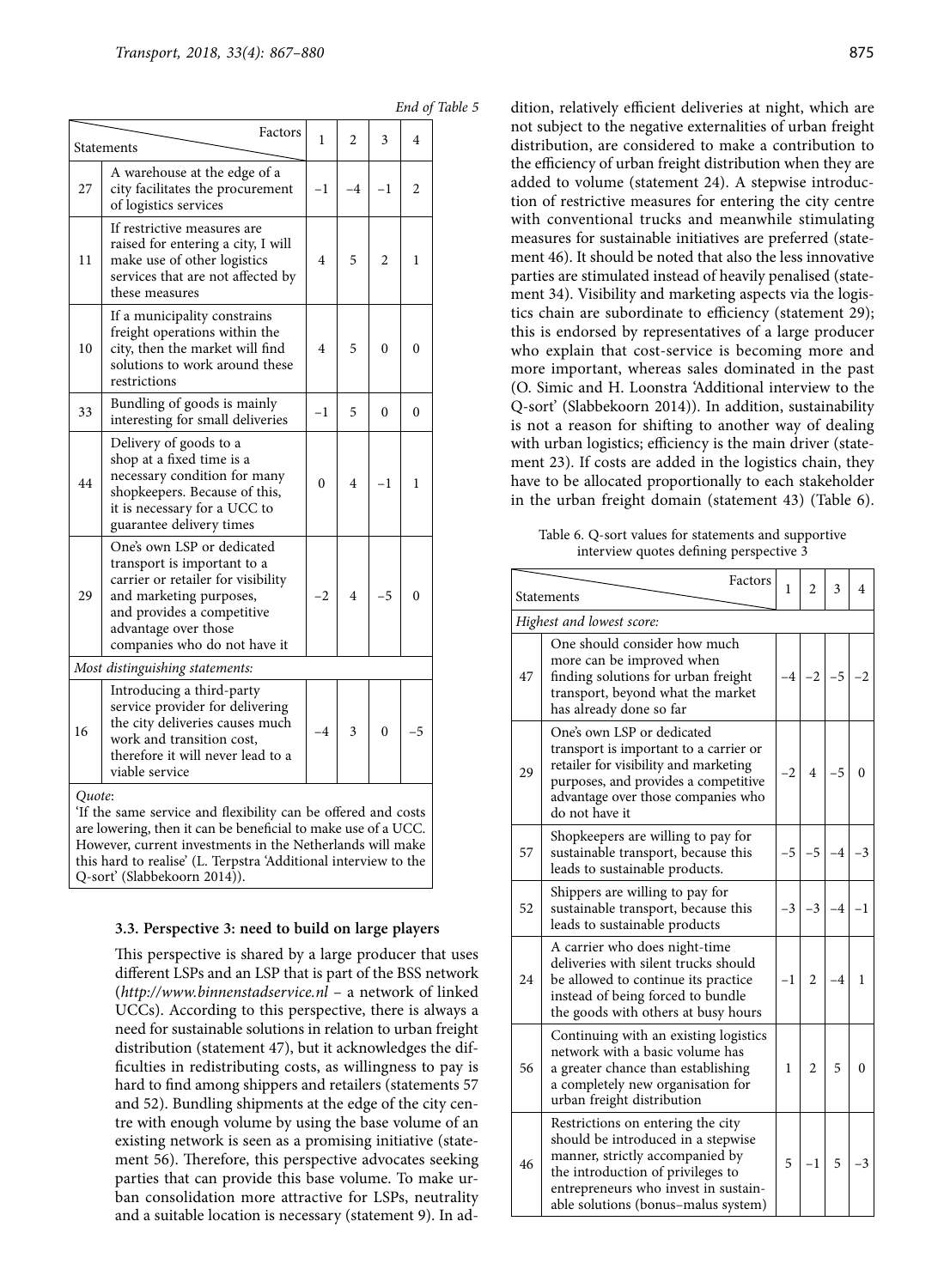*End of Table 5*

| Statements \ Factors | | 1 | 2 | 3 | 4 |
|---|---|---|---|---|---|
| 27 | A warehouse at the edge of a city facilitates the procurement of logistics services | −1 | −4 | −1 | 2 |
| 11 | If restrictive measures are raised for entering a city, I will make use of other logistics services that are not affected by these measures | 4 | 5 | 2 | 1 |
| 10 | If a municipality constrains freight operations within the city, then the market will find solutions to work around these restrictions | 4 | 5 | 0 | 0 |
| 33 | Bundling of goods is mainly interesting for small deliveries | −1 | 5 | 0 | 0 |
| 44 | Delivery of goods to a shop at a fixed time is a necessary condition for many shopkeepers. Because of this, it is necessary for a UCC to guarantee delivery times | 0 | 4 | −1 | 1 |
| 29 | One's own LSP or dedicated transport is important to a carrier or retailer for visibility and marketing purposes, and provides a competitive advantage over those companies who do not have it | −2 | 4 | −5 | 0 |
| *Most distinguishing statements:* | | | | | |
| 16 | Introducing a third-party service provider for delivering the city deliveries causes much work and transition cost, therefore it will never lead to a viable service | −4 | 3 | 0 | −5 |

*Quote*:
'If the same service and flexibility can be offered and costs are lowering, then it can be beneficial to make use of a UCC. However, current investments in the Netherlands will make this hard to realise' (L. Terpstra 'Additional interview to the Q-sort' (Slabbekoorn 2014)).

### 3.3. Perspective 3: need to build on large players

This perspective is shared by a large producer that uses different LSPs and an LSP that is part of the BSS network (*http://www.binnenstadservice.nl* – a network of linked UCCs). According to this perspective, there is always a need for sustainable solutions in relation to urban freight distribution (statement 47), but it acknowledges the difficulties in redistributing costs, as willingness to pay is hard to find among shippers and retailers (statements 57 and 52). Bundling shipments at the edge of the city centre with enough volume by using the base volume of an existing network is seen as a promising initiative (statement 56). Therefore, this perspective advocates seeking parties that can provide this base volume. To make urban consolidation more attractive for LSPs, neutrality and a suitable location is necessary (statement 9). In addition, relatively efficient deliveries at night, which are not subject to the negative externalities of urban freight distribution, are considered to make a contribution to the efficiency of urban freight distribution when they are added to volume (statement 24). A stepwise introduction of restrictive measures for entering the city centre with conventional trucks and meanwhile stimulating measures for sustainable initiatives are preferred (statement 46). It should be noted that also the less innovative parties are stimulated instead of heavily penalised (statement 34). Visibility and marketing aspects via the logistics chain are subordinate to efficiency (statement 29); this is endorsed by representatives of a large producer who explain that cost-service is becoming more and more important, whereas sales dominated in the past (O. Simic and H. Loonstra 'Additional interview to the Q-sort' (Slabbekoorn 2014)). In addition, sustainability is not a reason for shifting to another way of dealing with urban logistics; efficiency is the main driver (statement 23). If costs are added in the logistics chain, they have to be allocated proportionally to each stakeholder in the urban freight domain (statement 43) (Table 6).

Table 6. Q-sort values for statements and supportive interview quotes defining perspective 3

| Statements \ Factors | | 1 | 2 | 3 | 4 |
|---|---|---|---|---|---|
| *Highest and lowest score:* | | | | | |
| 47 | One should consider how much more can be improved when finding solutions for urban freight transport, beyond what the market has already done so far | −4 | −2 | −5 | −2 |
| 29 | One's own LSP or dedicated transport is important to a carrier or retailer for visibility and marketing purposes, and provides a competitive advantage over those companies who do not have it | −2 | 4 | −5 | 0 |
| 57 | Shopkeepers are willing to pay for sustainable transport, because this leads to sustainable products. | −5 | −5 | −4 | −3 |
| 52 | Shippers are willing to pay for sustainable transport, because this leads to sustainable products | −3 | −3 | −4 | −1 |
| 24 | A carrier who does night-time deliveries with silent trucks should be allowed to continue its practice instead of being forced to bundle the goods with others at busy hours | −1 | 2 | −4 | 1 |
| 56 | Continuing with an existing logistics network with a basic volume has a greater chance than establishing a completely new organisation for urban freight distribution | 1 | 2 | 5 | 0 |
| 46 | Restrictions on entering the city should be introduced in a stepwise manner, strictly accompanied by the introduction of privileges to entrepreneurs who invest in sustainable solutions (bonus–malus system) | 5 | −1 | 5 | −3 |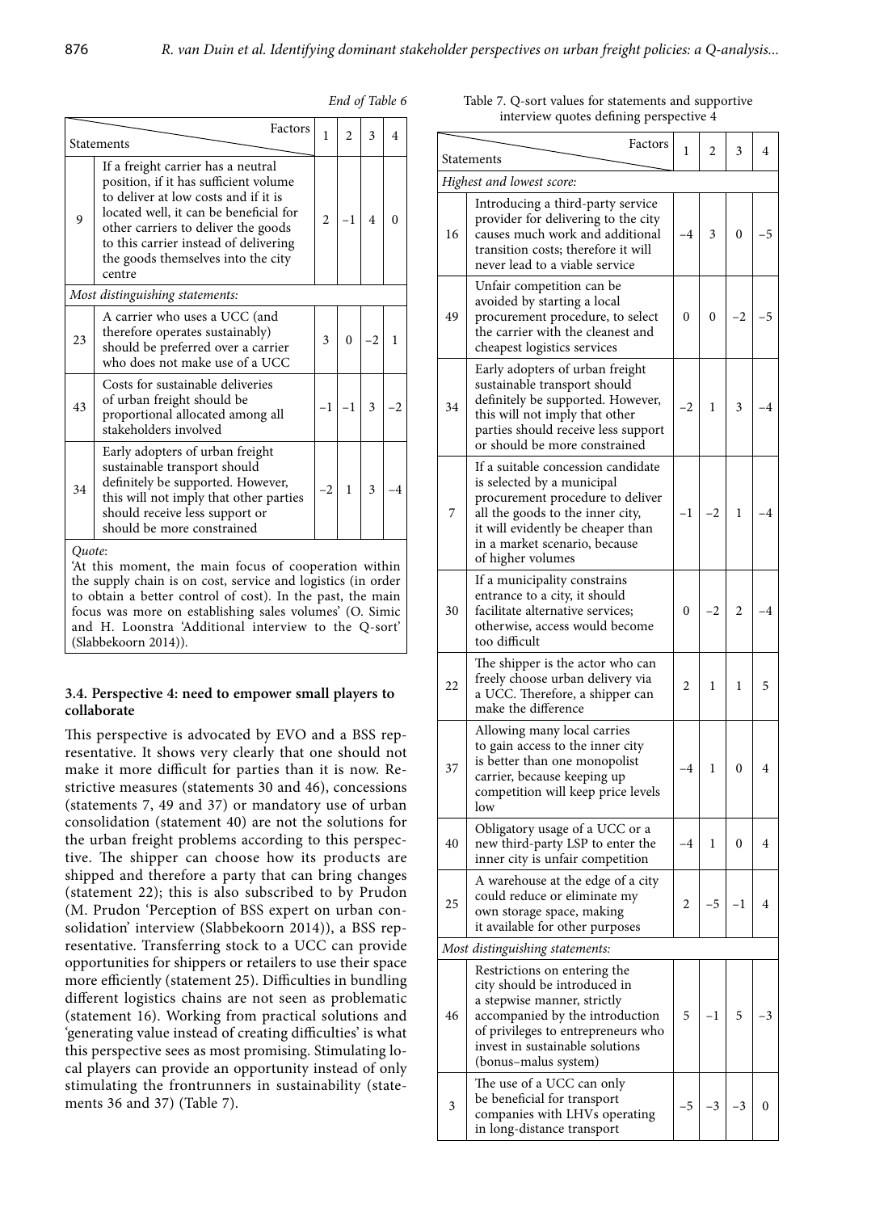*End of Table 6*

| Statements | | 1 | 2 | 3 | 4 |
|---|---|---|---|---|---|
| 9 | If a freight carrier has a neutral position, if it has sufficient volume to deliver at low costs and if it is located well, it can be beneficial for other carriers to deliver the goods to this carrier instead of delivering the goods themselves into the city centre | 2 | −1 | 4 | 0 |
| *Most distinguishing statements:* | | | | | |
| 23 | A carrier who uses a UCC (and therefore operates sustainably) should be preferred over a carrier who does not make use of a UCC | 3 | 0 | −2 | 1 |
| 43 | Costs for sustainable deliveries of urban freight should be proportional allocated among all stakeholders involved | −1 | −1 | 3 | −2 |
| 34 | Early adopters of urban freight sustainable transport should definitely be supported. However, this will not imply that other parties should receive less support or should be more constrained | −2 | 1 | 3 | −4 |

*Quote*:
'At this moment, the main focus of cooperation within the supply chain is on cost, service and logistics (in order to obtain a better control of cost). In the past, the main focus was more on establishing sales volumes' (O. Simic and H. Loonstra 'Additional interview to the Q-sort' (Slabbekoorn 2014)).

### 3.4. Perspective 4: need to empower small players to collaborate

This perspective is advocated by EVO and a BSS representative. It shows very clearly that one should not make it more difficult for parties than it is now. Restrictive measures (statements 30 and 46), concessions (statements 7, 49 and 37) or mandatory use of urban consolidation (statement 40) are not the solutions for the urban freight problems according to this perspective. The shipper can choose how its products are shipped and therefore a party that can bring changes (statement 22); this is also subscribed to by Prudon (M. Prudon 'Perception of BSS expert on urban consolidation' interview (Slabbekoorn 2014)), a BSS representative. Transferring stock to a UCC can provide opportunities for shippers or retailers to use their space more efficiently (statement 25). Difficulties in bundling different logistics chains are not seen as problematic (statement 16). Working from practical solutions and 'generating value instead of creating difficulties' is what this perspective sees as most promising. Stimulating local players can provide an opportunity instead of only stimulating the frontrunners in sustainability (statements 36 and 37) (Table 7).

Table 7. Q-sort values for statements and supportive interview quotes defining perspective 4

| Statements | | 1 | 2 | 3 | 4 |
|---|---|---|---|---|---|
| *Highest and lowest score:* | | | | | |
| 16 | Introducing a third-party service provider for delivering to the city causes much work and additional transition costs; therefore it will never lead to a viable service | −4 | 3 | 0 | −5 |
| 49 | Unfair competition can be avoided by starting a local procurement procedure, to select the carrier with the cleanest and cheapest logistics services | 0 | 0 | −2 | −5 |
| 34 | Early adopters of urban freight sustainable transport should definitely be supported. However, this will not imply that other parties should receive less support or should be more constrained | −2 | 1 | 3 | −4 |
| 7 | If a suitable concession candidate is selected by a municipal procurement procedure to deliver all the goods to the inner city, it will evidently be cheaper than in a market scenario, because of higher volumes | −1 | −2 | 1 | −4 |
| 30 | If a municipality constrains entrance to a city, it should facilitate alternative services; otherwise, access would become too difficult | 0 | −2 | 2 | −4 |
| 22 | The shipper is the actor who can freely choose urban delivery via a UCC. Therefore, a shipper can make the difference | 2 | 1 | 1 | 5 |
| 37 | Allowing many local carries to gain access to the inner city is better than one monopolist carrier, because keeping up competition will keep price levels low | −4 | 1 | 0 | 4 |
| 40 | Obligatory usage of a UCC or a new third-party LSP to enter the inner city is unfair competition | −4 | 1 | 0 | 4 |
| 25 | A warehouse at the edge of a city could reduce or eliminate my own storage space, making it available for other purposes | 2 | −5 | −1 | 4 |
| *Most distinguishing statements:* | | | | | |
| 46 | Restrictions on entering the city should be introduced in a stepwise manner, strictly accompanied by the introduction of privileges to entrepreneurs who invest in sustainable solutions (bonus–malus system) | 5 | −1 | 5 | −3 |
| 3 | The use of a UCC can only be beneficial for transport companies with LHVs operating in long-distance transport | −5 | −3 | −3 | 0 |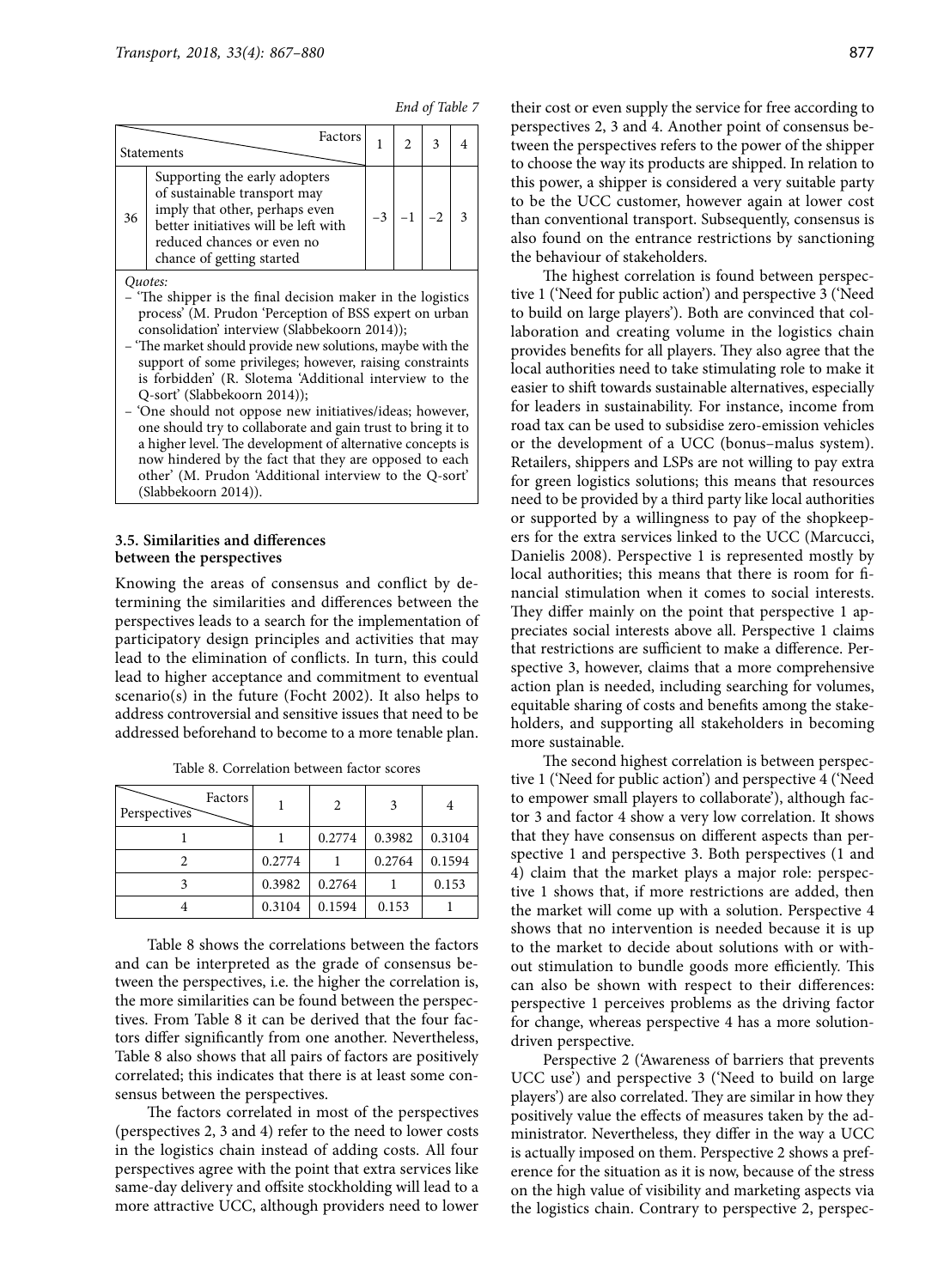*End of Table 7*

| Statements | | Factors 1 | 2 | 3 | 4 |
|---|---|---|---|---|---|
| 36 | Supporting the early adopters of sustainable transport may imply that other, perhaps even better initiatives will be left with reduced chances or even no chance of getting started | −3 | −1 | −2 | 3 |

*Quotes:*

– 'The shipper is the final decision maker in the logistics process' (M. Prudon 'Perception of BSS expert on urban consolidation' interview (Slabbekoorn 2014));

– 'The market should provide new solutions, maybe with the support of some privileges; however, raising constraints is forbidden' (R. Slotema 'Additional interview to the Q-sort' (Slabbekoorn 2014));

– 'One should not oppose new initiatives/ideas; however, one should try to collaborate and gain trust to bring it to a higher level. The development of alternative concepts is now hindered by the fact that they are opposed to each other' (M. Prudon 'Additional interview to the Q-sort' (Slabbekoorn 2014)).

### 3.5. Similarities and differences between the perspectives

Knowing the areas of consensus and conflict by determining the similarities and differences between the perspectives leads to a search for the implementation of participatory design principles and activities that may lead to the elimination of conflicts. In turn, this could lead to higher acceptance and commitment to eventual scenario(s) in the future (Focht 2002). It also helps to address controversial and sensitive issues that need to be addressed beforehand to become to a more tenable plan.

Table 8. Correlation between factor scores

| Perspectives \ Factors | 1 | 2 | 3 | 4 |
|---|---|---|---|---|
| 1 | 1 | 0.2774 | 0.3982 | 0.3104 |
| 2 | 0.2774 | 1 | 0.2764 | 0.1594 |
| 3 | 0.3982 | 0.2764 | 1 | 0.153 |
| 4 | 0.3104 | 0.1594 | 0.153 | 1 |

Table 8 shows the correlations between the factors and can be interpreted as the grade of consensus between the perspectives, i.e. the higher the correlation is, the more similarities can be found between the perspectives. From Table 8 it can be derived that the four factors differ significantly from one another. Nevertheless, Table 8 also shows that all pairs of factors are positively correlated; this indicates that there is at least some consensus between the perspectives.

The factors correlated in most of the perspectives (perspectives 2, 3 and 4) refer to the need to lower costs in the logistics chain instead of adding costs. All four perspectives agree with the point that extra services like same-day delivery and offsite stockholding will lead to a more attractive UCC, although providers need to lower their cost or even supply the service for free according to perspectives 2, 3 and 4. Another point of consensus between the perspectives refers to the power of the shipper to choose the way its products are shipped. In relation to this power, a shipper is considered a very suitable party to be the UCC customer, however again at lower cost than conventional transport. Subsequently, consensus is also found on the entrance restrictions by sanctioning the behaviour of stakeholders.

The highest correlation is found between perspective 1 ('Need for public action') and perspective 3 ('Need to build on large players'). Both are convinced that collaboration and creating volume in the logistics chain provides benefits for all players. They also agree that the local authorities need to take stimulating role to make it easier to shift towards sustainable alternatives, especially for leaders in sustainability. For instance, income from road tax can be used to subsidise zero-emission vehicles or the development of a UCC (bonus–malus system). Retailers, shippers and LSPs are not willing to pay extra for green logistics solutions; this means that resources need to be provided by a third party like local authorities or supported by a willingness to pay of the shopkeepers for the extra services linked to the UCC (Marcucci, Danielis 2008). Perspective 1 is represented mostly by local authorities; this means that there is room for financial stimulation when it comes to social interests. They differ mainly on the point that perspective 1 appreciates social interests above all. Perspective 1 claims that restrictions are sufficient to make a difference. Perspective 3, however, claims that a more comprehensive action plan is needed, including searching for volumes, equitable sharing of costs and benefits among the stakeholders, and supporting all stakeholders in becoming more sustainable.

The second highest correlation is between perspective 1 ('Need for public action') and perspective 4 ('Need to empower small players to collaborate'), although factor 3 and factor 4 show a very low correlation. It shows that they have consensus on different aspects than perspective 1 and perspective 3. Both perspectives (1 and 4) claim that the market plays a major role: perspective 1 shows that, if more restrictions are added, then the market will come up with a solution. Perspective 4 shows that no intervention is needed because it is up to the market to decide about solutions with or without stimulation to bundle goods more efficiently. This can also be shown with respect to their differences: perspective 1 perceives problems as the driving factor for change, whereas perspective 4 has a more solution-driven perspective.

Perspective 2 ('Awareness of barriers that prevents UCC use') and perspective 3 ('Need to build on large players') are also correlated. They are similar in how they positively value the effects of measures taken by the administrator. Nevertheless, they differ in the way a UCC is actually imposed on them. Perspective 2 shows a preference for the situation as it is now, because of the stress on the high value of visibility and marketing aspects via the logistics chain. Contrary to perspective 2, perspec-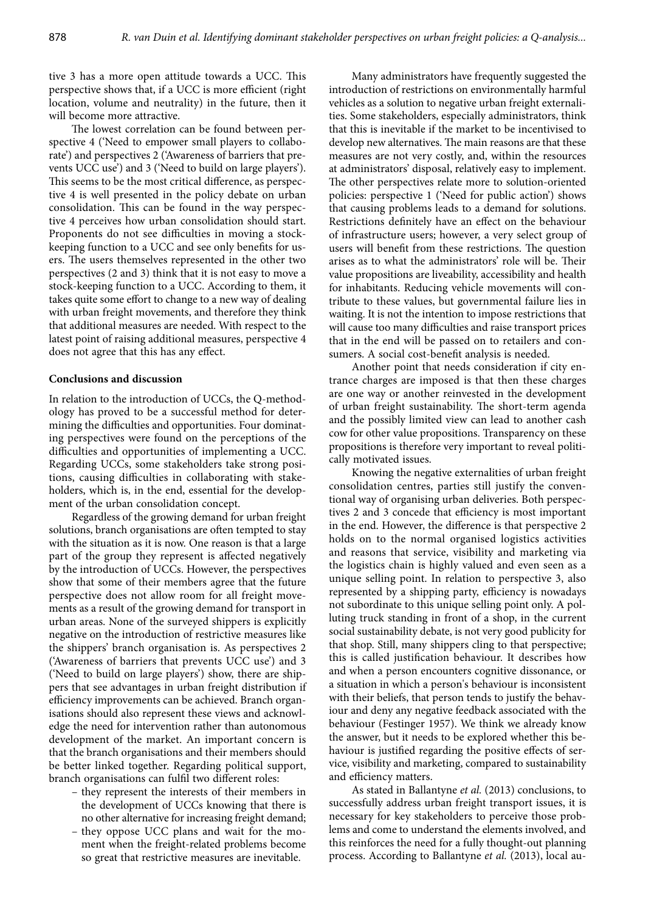tive 3 has a more open attitude towards a UCC. This perspective shows that, if a UCC is more efficient (right location, volume and neutrality) in the future, then it will become more attractive.

The lowest correlation can be found between perspective 4 ('Need to empower small players to collaborate') and perspectives 2 ('Awareness of barriers that prevents UCC use') and 3 ('Need to build on large players'). This seems to be the most critical difference, as perspective 4 is well presented in the policy debate on urban consolidation. This can be found in the way perspective 4 perceives how urban consolidation should start. Proponents do not see difficulties in moving a stock-keeping function to a UCC and see only benefits for users. The users themselves represented in the other two perspectives (2 and 3) think that it is not easy to move a stock-keeping function to a UCC. According to them, it takes quite some effort to change to a new way of dealing with urban freight movements, and therefore they think that additional measures are needed. With respect to the latest point of raising additional measures, perspective 4 does not agree that this has any effect.

## Conclusions and discussion

In relation to the introduction of UCCs, the Q-methodology has proved to be a successful method for determining the difficulties and opportunities. Four dominating perspectives were found on the perceptions of the difficulties and opportunities of implementing a UCC. Regarding UCCs, some stakeholders take strong positions, causing difficulties in collaborating with stakeholders, which is, in the end, essential for the development of the urban consolidation concept.

Regardless of the growing demand for urban freight solutions, branch organisations are often tempted to stay with the situation as it is now. One reason is that a large part of the group they represent is affected negatively by the introduction of UCCs. However, the perspectives show that some of their members agree that the future perspective does not allow room for all freight movements as a result of the growing demand for transport in urban areas. None of the surveyed shippers is explicitly negative on the introduction of restrictive measures like the shippers' branch organisation is. As perspectives 2 ('Awareness of barriers that prevents UCC use') and 3 ('Need to build on large players') show, there are shippers that see advantages in urban freight distribution if efficiency improvements can be achieved. Branch organisations should also represent these views and acknowledge the need for intervention rather than autonomous development of the market. An important concern is that the branch organisations and their members should be better linked together. Regarding political support, branch organisations can fulfil two different roles:

- they represent the interests of their members in the development of UCCs knowing that there is no other alternative for increasing freight demand;
- they oppose UCC plans and wait for the moment when the freight-related problems become so great that restrictive measures are inevitable.

Many administrators have frequently suggested the introduction of restrictions on environmentally harmful vehicles as a solution to negative urban freight externalities. Some stakeholders, especially administrators, think that this is inevitable if the market to be incentivised to develop new alternatives. The main reasons are that these measures are not very costly, and, within the resources at administrators' disposal, relatively easy to implement. The other perspectives relate more to solution-oriented policies: perspective 1 ('Need for public action') shows that causing problems leads to a demand for solutions. Restrictions definitely have an effect on the behaviour of infrastructure users; however, a very select group of users will benefit from these restrictions. The question arises as to what the administrators' role will be. Their value propositions are liveability, accessibility and health for inhabitants. Reducing vehicle movements will contribute to these values, but governmental failure lies in waiting. It is not the intention to impose restrictions that will cause too many difficulties and raise transport prices that in the end will be passed on to retailers and consumers. A social cost-benefit analysis is needed.

Another point that needs consideration if city entrance charges are imposed is that then these charges are one way or another reinvested in the development of urban freight sustainability. The short-term agenda and the possibly limited view can lead to another cash cow for other value propositions. Transparency on these propositions is therefore very important to reveal politically motivated issues.

Knowing the negative externalities of urban freight consolidation centres, parties still justify the conventional way of organising urban deliveries. Both perspectives 2 and 3 concede that efficiency is most important in the end. However, the difference is that perspective 2 holds on to the normal organised logistics activities and reasons that service, visibility and marketing via the logistics chain is highly valued and even seen as a unique selling point. In relation to perspective 3, also represented by a shipping party, efficiency is nowadays not subordinate to this unique selling point only. A polluting truck standing in front of a shop, in the current social sustainability debate, is not very good publicity for that shop. Still, many shippers cling to that perspective; this is called justification behaviour. It describes how and when a person encounters cognitive dissonance, or a situation in which a person's behaviour is inconsistent with their beliefs, that person tends to justify the behaviour and deny any negative feedback associated with the behaviour (Festinger 1957). We think we already know the answer, but it needs to be explored whether this behaviour is justified regarding the positive effects of service, visibility and marketing, compared to sustainability and efficiency matters.

As stated in Ballantyne *et al.* (2013) conclusions, to successfully address urban freight transport issues, it is necessary for key stakeholders to perceive those problems and come to understand the elements involved, and this reinforces the need for a fully thought-out planning process. According to Ballantyne *et al.* (2013), local au-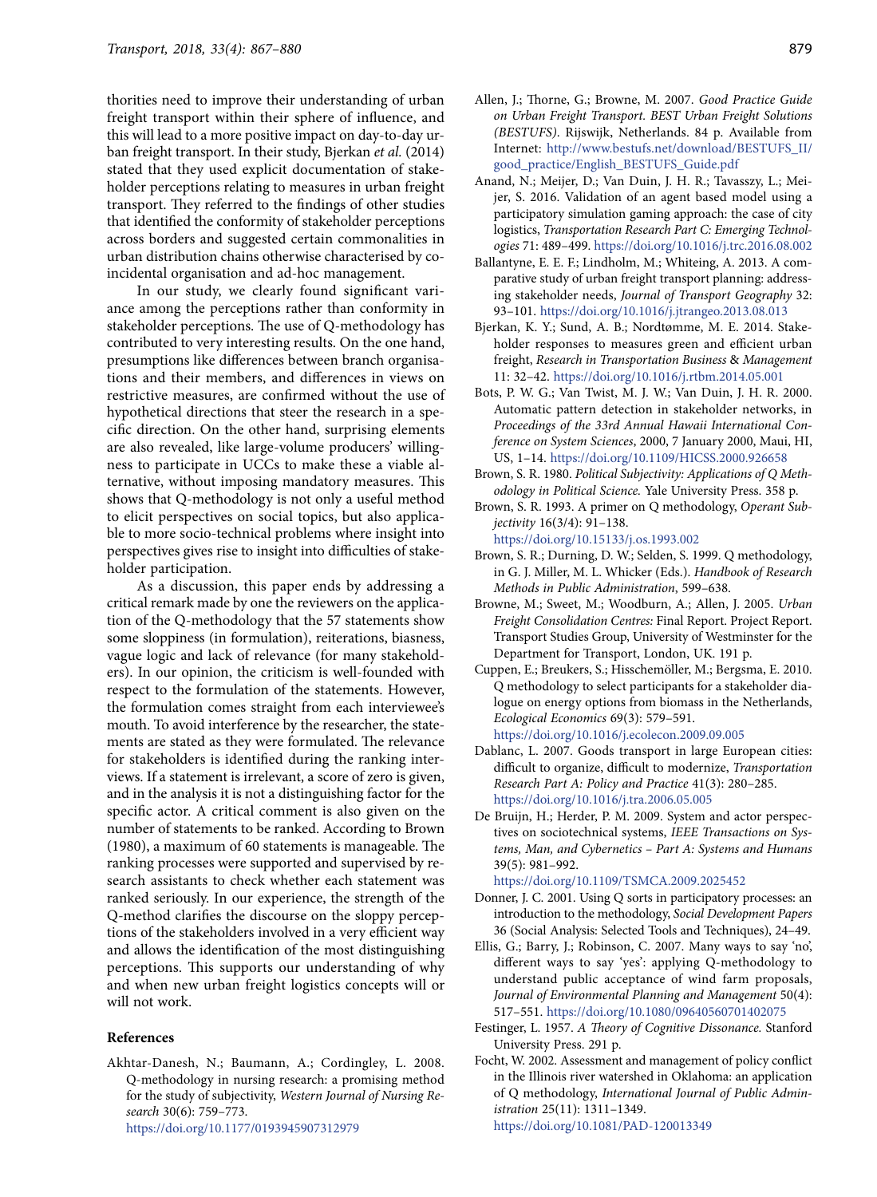thorities need to improve their understanding of urban freight transport within their sphere of influence, and this will lead to a more positive impact on day-to-day urban freight transport. In their study, Bjerkan *et al.* (2014) stated that they used explicit documentation of stakeholder perceptions relating to measures in urban freight transport. They referred to the findings of other studies that identified the conformity of stakeholder perceptions across borders and suggested certain commonalities in urban distribution chains otherwise characterised by coincidental organisation and ad-hoc management.

In our study, we clearly found significant variance among the perceptions rather than conformity in stakeholder perceptions. The use of Q-methodology has contributed to very interesting results. On the one hand, presumptions like differences between branch organisations and their members, and differences in views on restrictive measures, are confirmed without the use of hypothetical directions that steer the research in a specific direction. On the other hand, surprising elements are also revealed, like large-volume producers' willingness to participate in UCCs to make these a viable alternative, without imposing mandatory measures. This shows that Q-methodology is not only a useful method to elicit perspectives on social topics, but also applicable to more socio-technical problems where insight into perspectives gives rise to insight into difficulties of stakeholder participation.

As a discussion, this paper ends by addressing a critical remark made by one the reviewers on the application of the Q-methodology that the 57 statements show some sloppiness (in formulation), reiterations, biasness, vague logic and lack of relevance (for many stakeholders). In our opinion, the criticism is well-founded with respect to the formulation of the statements. However, the formulation comes straight from each interviewee's mouth. To avoid interference by the researcher, the statements are stated as they were formulated. The relevance for stakeholders is identified during the ranking interviews. If a statement is irrelevant, a score of zero is given, and in the analysis it is not a distinguishing factor for the specific actor. A critical comment is also given on the number of statements to be ranked. According to Brown (1980), a maximum of 60 statements is manageable. The ranking processes were supported and supervised by research assistants to check whether each statement was ranked seriously. In our experience, the strength of the Q-method clarifies the discourse on the sloppy perceptions of the stakeholders involved in a very efficient way and allows the identification of the most distinguishing perceptions. This supports our understanding of why and when new urban freight logistics concepts will or will not work.

## References

Akhtar-Danesh, N.; Baumann, A.; Cordingley, L. 2008. Q-methodology in nursing research: a promising method for the study of subjectivity, *Western Journal of Nursing Research* 30(6): 759–773. https://doi.org/10.1177/0193945907312979

Allen, J.; Thorne, G.; Browne, M. 2007. *Good Practice Guide on Urban Freight Transport. BEST Urban Freight Solutions (BESTUFS)*. Rijswijk, Netherlands. 84 p. Available from Internet: http://www.bestufs.net/download/BESTUFS_II/good_practice/English_BESTUFS_Guide.pdf

Anand, N.; Meijer, D.; Van Duin, J. H. R.; Tavasszy, L.; Meijer, S. 2016. Validation of an agent based model using a participatory simulation gaming approach: the case of city logistics, *Transportation Research Part C: Emerging Technologies* 71: 489–499. https://doi.org/10.1016/j.trc.2016.08.002

Ballantyne, E. E. F.; Lindholm, M.; Whiteing, A. 2013. A comparative study of urban freight transport planning: addressing stakeholder needs, *Journal of Transport Geography* 32: 93–101. https://doi.org/10.1016/j.jtrangeo.2013.08.013

Bjerkan, K. Y.; Sund, A. B.; Nordtømme, M. E. 2014. Stakeholder responses to measures green and efficient urban freight, *Research in Transportation Business & Management* 11: 32–42. https://doi.org/10.1016/j.rtbm.2014.05.001

Bots, P. W. G.; Van Twist, M. J. W.; Van Duin, J. H. R. 2000. Automatic pattern detection in stakeholder networks, in *Proceedings of the 33rd Annual Hawaii International Conference on System Sciences*, 2000, 7 January 2000, Maui, HI, US, 1–14. https://doi.org/10.1109/HICSS.2000.926658

Brown, S. R. 1980. *Political Subjectivity: Applications of Q Methodology in Political Science.* Yale University Press. 358 p.

Brown, S. R. 1993. A primer on Q methodology, *Operant Subjectivity* 16(3/4): 91–138. https://doi.org/10.15133/j.os.1993.002

Brown, S. R.; Durning, D. W.; Selden, S. 1999. Q methodology, in G. J. Miller, M. L. Whicker (Eds.). *Handbook of Research Methods in Public Administration*, 599–638.

Browne, M.; Sweet, M.; Woodburn, A.; Allen, J. 2005. *Urban Freight Consolidation Centres:* Final Report. Project Report. Transport Studies Group, University of Westminster for the Department for Transport, London, UK. 191 p.

Cuppen, E.; Breukers, S.; Hisschemöller, M.; Bergsma, E. 2010. Q methodology to select participants for a stakeholder dialogue on energy options from biomass in the Netherlands, *Ecological Economics* 69(3): 579–591. https://doi.org/10.1016/j.ecolecon.2009.09.005

Dablanc, L. 2007. Goods transport in large European cities: difficult to organize, difficult to modernize, *Transportation Research Part A: Policy and Practice* 41(3): 280–285. https://doi.org/10.1016/j.tra.2006.05.005

De Bruijn, H.; Herder, P. M. 2009. System and actor perspectives on sociotechnical systems, *IEEE Transactions on Systems, Man, and Cybernetics – Part A: Systems and Humans* 39(5): 981–992. https://doi.org/10.1109/TSMCA.2009.2025452

Donner, J. C. 2001. Using Q sorts in participatory processes: an introduction to the methodology, *Social Development Papers* 36 (Social Analysis: Selected Tools and Techniques), 24–49.

Ellis, G.; Barry, J.; Robinson, C. 2007. Many ways to say 'no', different ways to say 'yes': applying Q-methodology to understand public acceptance of wind farm proposals, *Journal of Environmental Planning and Management* 50(4): 517–551. https://doi.org/10.1080/09640560701402075

Festinger, L. 1957. *A Theory of Cognitive Dissonance.* Stanford University Press. 291 p.

Focht, W. 2002. Assessment and management of policy conflict in the Illinois river watershed in Oklahoma: an application of Q methodology, *International Journal of Public Administration* 25(11): 1311–1349. https://doi.org/10.1081/PAD-120013349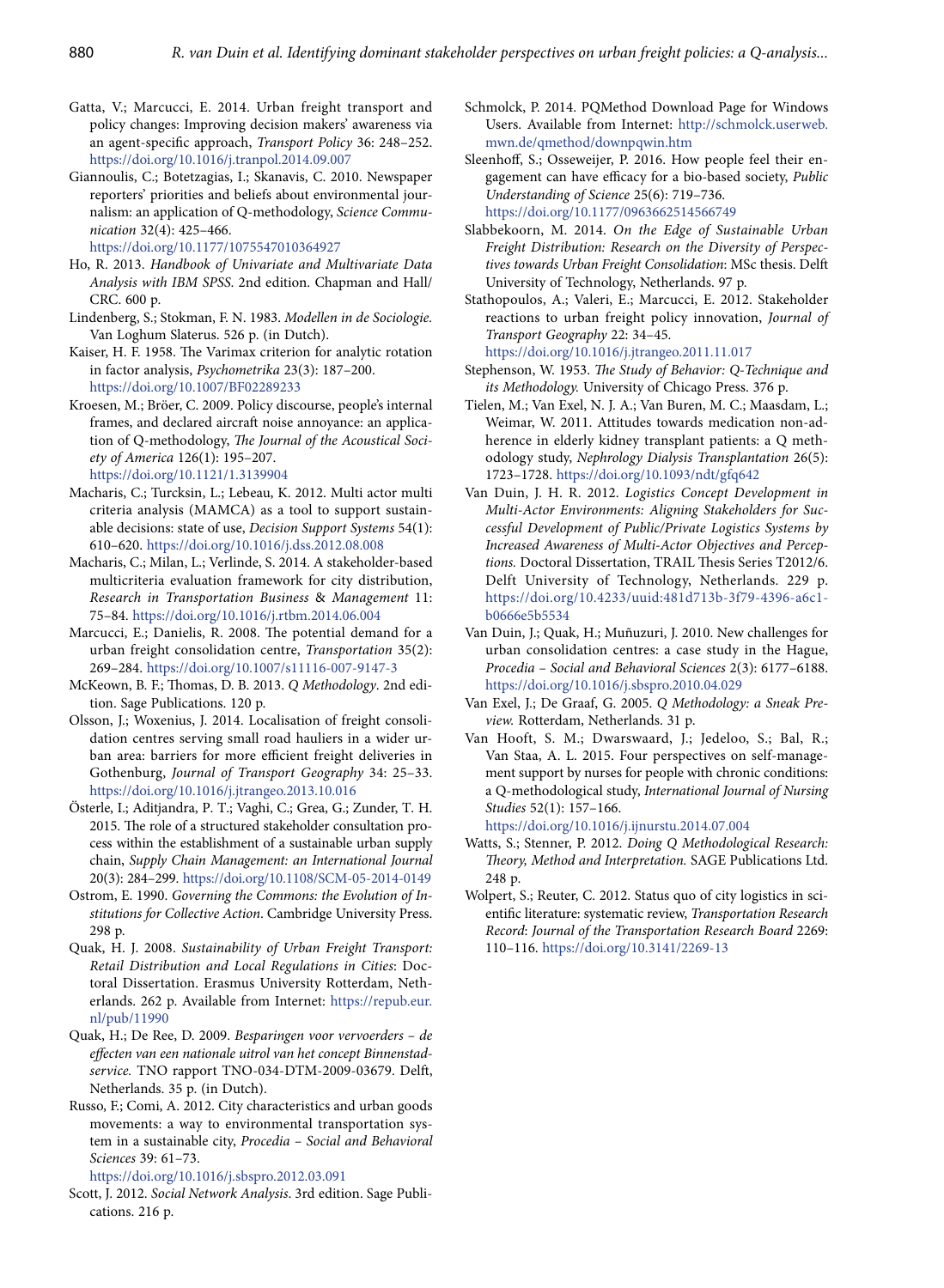Gatta, V.; Marcucci, E. 2014. Urban freight transport and policy changes: Improving decision makers' awareness via an agent-specific approach, *Transport Policy* 36: 248–252. https://doi.org/10.1016/j.tranpol.2014.09.007

Giannoulis, C.; Botetzagias, I.; Skanavis, C. 2010. Newspaper reporters' priorities and beliefs about environmental journalism: an application of Q-methodology, *Science Communication* 32(4): 425–466. https://doi.org/10.1177/1075547010364927

Ho, R. 2013. *Handbook of Univariate and Multivariate Data Analysis with IBM SPSS*. 2nd edition. Chapman and Hall/CRC. 600 p.

Lindenberg, S.; Stokman, F. N. 1983. *Modellen in de Sociologie*. Van Loghum Slaterus. 526 p. (in Dutch).

Kaiser, H. F. 1958. The Varimax criterion for analytic rotation in factor analysis, *Psychometrika* 23(3): 187–200. https://doi.org/10.1007/BF02289233

Kroesen, M.; Bröer, C. 2009. Policy discourse, people's internal frames, and declared aircraft noise annoyance: an application of Q-methodology, *The Journal of the Acoustical Society of America* 126(1): 195–207. https://doi.org/10.1121/1.3139904

Macharis, C.; Turcksin, L.; Lebeau, K. 2012. Multi actor multi criteria analysis (MAMCA) as a tool to support sustainable decisions: state of use, *Decision Support Systems* 54(1): 610–620. https://doi.org/10.1016/j.dss.2012.08.008

Macharis, C.; Milan, L.; Verlinde, S. 2014. A stakeholder-based multicriteria evaluation framework for city distribution, *Research in Transportation Business* & *Management* 11: 75–84. https://doi.org/10.1016/j.rtbm.2014.06.004

Marcucci, E.; Danielis, R. 2008. The potential demand for a urban freight consolidation centre, *Transportation* 35(2): 269–284. https://doi.org/10.1007/s11116-007-9147-3

McKeown, B. F.; Thomas, D. B. 2013. *Q Methodology*. 2nd edition. Sage Publications. 120 p.

Olsson, J.; Woxenius, J. 2014. Localisation of freight consolidation centres serving small road hauliers in a wider urban area: barriers for more efficient freight deliveries in Gothenburg, *Journal of Transport Geography* 34: 25–33. https://doi.org/10.1016/j.jtrangeo.2013.10.016

Österle, I.; Aditjandra, P. T.; Vaghi, C.; Grea, G.; Zunder, T. H. 2015. The role of a structured stakeholder consultation process within the establishment of a sustainable urban supply chain, *Supply Chain Management: an International Journal* 20(3): 284–299. https://doi.org/10.1108/SCM-05-2014-0149

Ostrom, E. 1990. *Governing the Commons: the Evolution of Institutions for Collective Action*. Cambridge University Press. 298 p.

Quak, H. J. 2008. *Sustainability of Urban Freight Transport: Retail Distribution and Local Regulations in Cities*: Doctoral Dissertation. Erasmus University Rotterdam, Netherlands. 262 p. Available from Internet: https://repub.eur.nl/pub/11990

Quak, H.; De Ree, D. 2009. *Besparingen voor vervoerders – de effecten van een nationale uitrol van het concept Binnenstadservice*. TNO rapport TNO-034-DTM-2009-03679. Delft, Netherlands. 35 p. (in Dutch).

Russo, F.; Comi, A. 2012. City characteristics and urban goods movements: a way to environmental transportation system in a sustainable city, *Procedia – Social and Behavioral Sciences* 39: 61–73. https://doi.org/10.1016/j.sbspro.2012.03.091

Scott, J. 2012. *Social Network Analysis*. 3rd edition. Sage Publications. 216 p.

Schmolck, P. 2014. PQMethod Download Page for Windows Users. Available from Internet: http://schmolck.userweb.mwn.de/qmethod/downpqwin.htm

Sleenhoff, S.; Osseweijer, P. 2016. How people feel their engagement can have efficacy for a bio-based society, *Public Understanding of Science* 25(6): 719–736. https://doi.org/10.1177/0963662514566749

Slabbekoorn, M. 2014. *On the Edge of Sustainable Urban Freight Distribution: Research on the Diversity of Perspectives towards Urban Freight Consolidation*: MSc thesis. Delft University of Technology, Netherlands. 97 p.

Stathopoulos, A.; Valeri, E.; Marcucci, E. 2012. Stakeholder reactions to urban freight policy innovation, *Journal of Transport Geography* 22: 34–45. https://doi.org/10.1016/j.jtrangeo.2011.11.017

Stephenson, W. 1953. *The Study of Behavior: Q-Technique and its Methodology*. University of Chicago Press. 376 p.

Tielen, M.; Van Exel, N. J. A.; Van Buren, M. C.; Maasdam, L.; Weimar, W. 2011. Attitudes towards medication non-adherence in elderly kidney transplant patients: a Q methodology study, *Nephrology Dialysis Transplantation* 26(5): 1723–1728. https://doi.org/10.1093/ndt/gfq642

Van Duin, J. H. R. 2012. *Logistics Concept Development in Multi-Actor Environments: Aligning Stakeholders for Successful Development of Public/Private Logistics Systems by Increased Awareness of Multi-Actor Objectives and Perceptions*. Doctoral Dissertation, TRAIL Thesis Series T2012/6. Delft University of Technology, Netherlands. 229 p. https://doi.org/10.4233/uuid:481d713b-3f79-4396-a6c1-b0666e5b5534

Van Duin, J.; Quak, H.; Muñuzuri, J. 2010. New challenges for urban consolidation centres: a case study in the Hague, *Procedia – Social and Behavioral Sciences* 2(3): 6177–6188. https://doi.org/10.1016/j.sbspro.2010.04.029

Van Exel, J.; De Graaf, G. 2005. *Q Methodology: a Sneak Preview*. Rotterdam, Netherlands. 31 p.

Van Hooft, S. M.; Dwarswaard, J.; Jedeloo, S.; Bal, R.; Van Staa, A. L. 2015. Four perspectives on self-management support by nurses for people with chronic conditions: a Q-methodological study, *International Journal of Nursing Studies* 52(1): 157–166. https://doi.org/10.1016/j.ijnurstu.2014.07.004

Watts, S.; Stenner, P. 2012. *Doing Q Methodological Research: Theory, Method and Interpretation*. SAGE Publications Ltd. 248 p.

Wolpert, S.; Reuter, C. 2012. Status quo of city logistics in scientific literature: systematic review, *Transportation Research Record*: *Journal of the Transportation Research Board* 2269: 110–116. https://doi.org/10.3141/2269-13